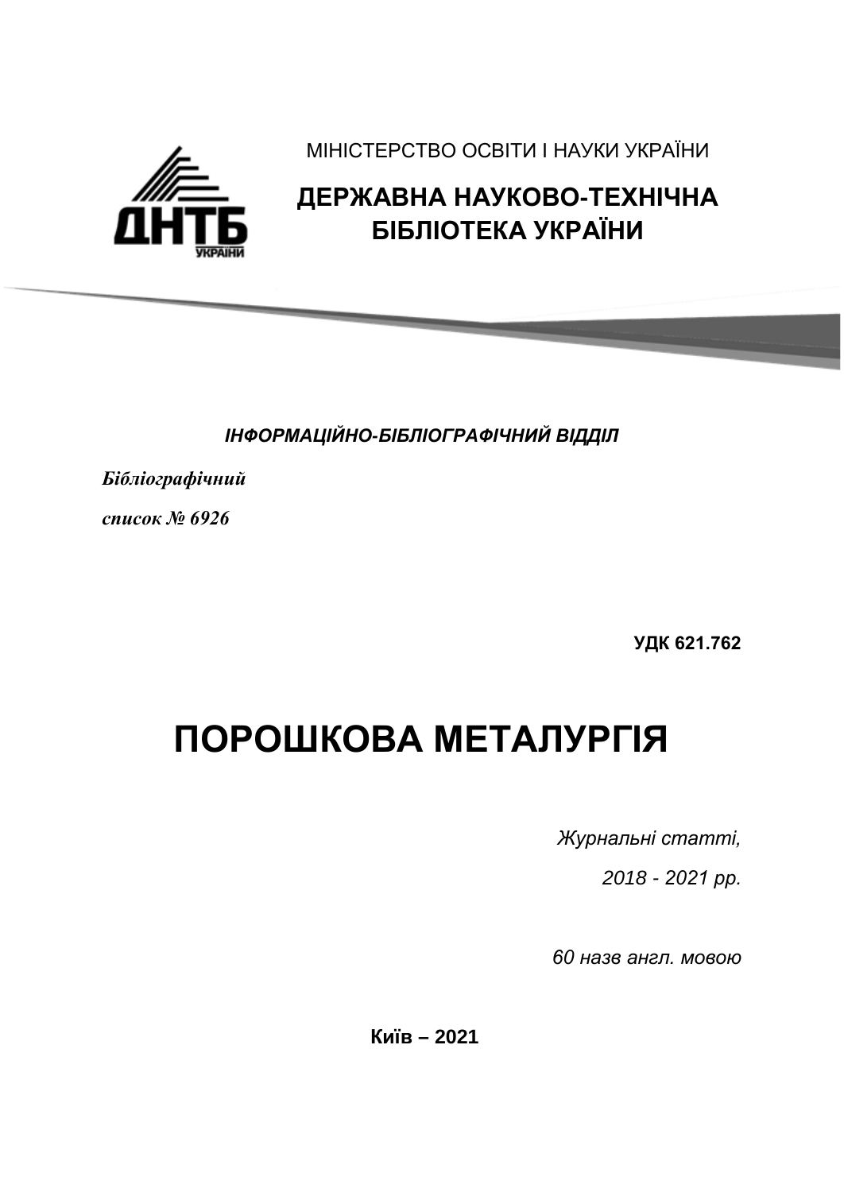МІНІСТЕРСТВО ОСВІТИ І НАУКИ УКРАЇНИ

**ДЕРЖАВНА НАУКОВО-ТЕХНІЧНА БІБЛІОТЕКА УКРАЇНИ**

***ІНФОРМАЦІЙНО-БІБЛІОГРАФІЧНИЙ ВІДДІЛ***

***Бібліографічний***

***список № 6926***

**УДК 621.762**

# ПОРОШКОВА МЕТАЛУРГІЯ

*Журнальні статті,*

*2018 - 2021 рр.*

*60 назв англ. мовою*

**Київ – 2021**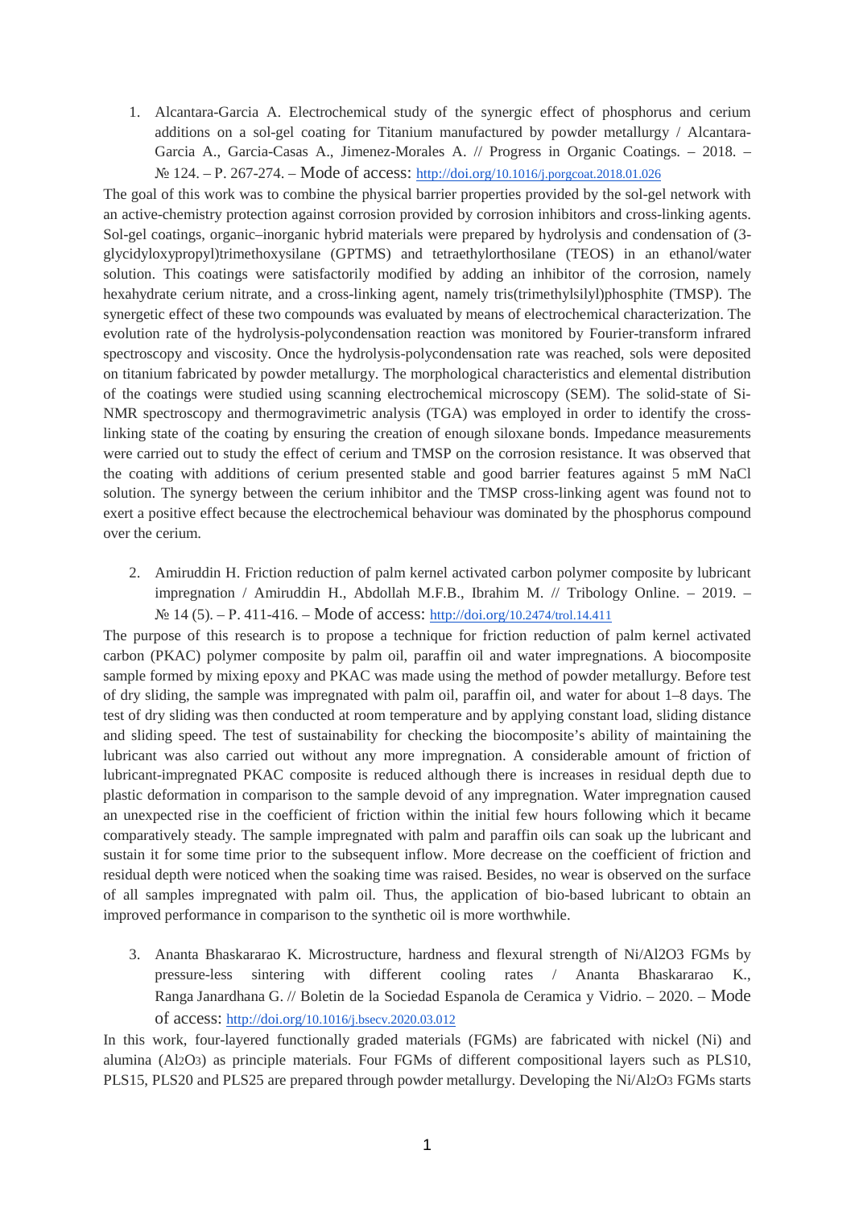1. Alcantara-Garcia A. Electrochemical study of the synergic effect of phosphorus and cerium additions on a sol-gel coating for Titanium manufactured by powder metallurgy / Alcantara-Garcia A., Garcia-Casas A., Jimenez-Morales A. // Progress in Organic Coatings. – 2018. – № 124. – P. 267-274. – Mode of access: http://doi.org/10.1016/j.porgcoat.2018.01.026

The goal of this work was to combine the physical barrier properties provided by the sol-gel network with an active-chemistry protection against corrosion provided by corrosion inhibitors and cross-linking agents. Sol-gel coatings, organic–inorganic hybrid materials were prepared by hydrolysis and condensation of (3-glycidyloxypropyl)trimethoxysilane (GPTMS) and tetraethylorthosilane (TEOS) in an ethanol/water solution. This coatings were satisfactorily modified by adding an inhibitor of the corrosion, namely hexahydrate cerium nitrate, and a cross-linking agent, namely tris(trimethylsilyl)phosphite (TMSP). The synergetic effect of these two compounds was evaluated by means of electrochemical characterization. The evolution rate of the hydrolysis-polycondensation reaction was monitored by Fourier-transform infrared spectroscopy and viscosity. Once the hydrolysis-polycondensation rate was reached, sols were deposited on titanium fabricated by powder metallurgy. The morphological characteristics and elemental distribution of the coatings were studied using scanning electrochemical microscopy (SEM). The solid-state of Si-NMR spectroscopy and thermogravimetric analysis (TGA) was employed in order to identify the cross-linking state of the coating by ensuring the creation of enough siloxane bonds. Impedance measurements were carried out to study the effect of cerium and TMSP on the corrosion resistance. It was observed that the coating with additions of cerium presented stable and good barrier features against 5 mM NaCl solution. The synergy between the cerium inhibitor and the TMSP cross-linking agent was found not to exert a positive effect because the electrochemical behaviour was dominated by the phosphorus compound over the cerium.

2. Amiruddin H. Friction reduction of palm kernel activated carbon polymer composite by lubricant impregnation / Amiruddin H., Abdollah M.F.B., Ibrahim M. // Tribology Online. – 2019. – № 14 (5). – P. 411-416. – Mode of access: http://doi.org/10.2474/trol.14.411

The purpose of this research is to propose a technique for friction reduction of palm kernel activated carbon (PKAC) polymer composite by palm oil, paraffin oil and water impregnations. A biocomposite sample formed by mixing epoxy and PKAC was made using the method of powder metallurgy. Before test of dry sliding, the sample was impregnated with palm oil, paraffin oil, and water for about 1–8 days. The test of dry sliding was then conducted at room temperature and by applying constant load, sliding distance and sliding speed. The test of sustainability for checking the biocomposite's ability of maintaining the lubricant was also carried out without any more impregnation. A considerable amount of friction of lubricant-impregnated PKAC composite is reduced although there is increases in residual depth due to plastic deformation in comparison to the sample devoid of any impregnation. Water impregnation caused an unexpected rise in the coefficient of friction within the initial few hours following which it became comparatively steady. The sample impregnated with palm and paraffin oils can soak up the lubricant and sustain it for some time prior to the subsequent inflow. More decrease on the coefficient of friction and residual depth were noticed when the soaking time was raised. Besides, no wear is observed on the surface of all samples impregnated with palm oil. Thus, the application of bio-based lubricant to obtain an improved performance in comparison to the synthetic oil is more worthwhile.

3. Ananta Bhaskararao K. Microstructure, hardness and flexural strength of Ni/Al2O3 FGMs by pressure-less sintering with different cooling rates / Ananta Bhaskararao K., Ranga Janardhana G. // Boletin de la Sociedad Espanola de Ceramica y Vidrio. – 2020. – Mode of access: http://doi.org/10.1016/j.bsecv.2020.03.012

In this work, four-layered functionally graded materials (FGMs) are fabricated with nickel (Ni) and alumina ($Al_2O_3$) as principle materials. Four FGMs of different compositional layers such as PLS10, PLS15, PLS20 and PLS25 are prepared through powder metallurgy. Developing the Ni/$Al_2O_3$ FGMs starts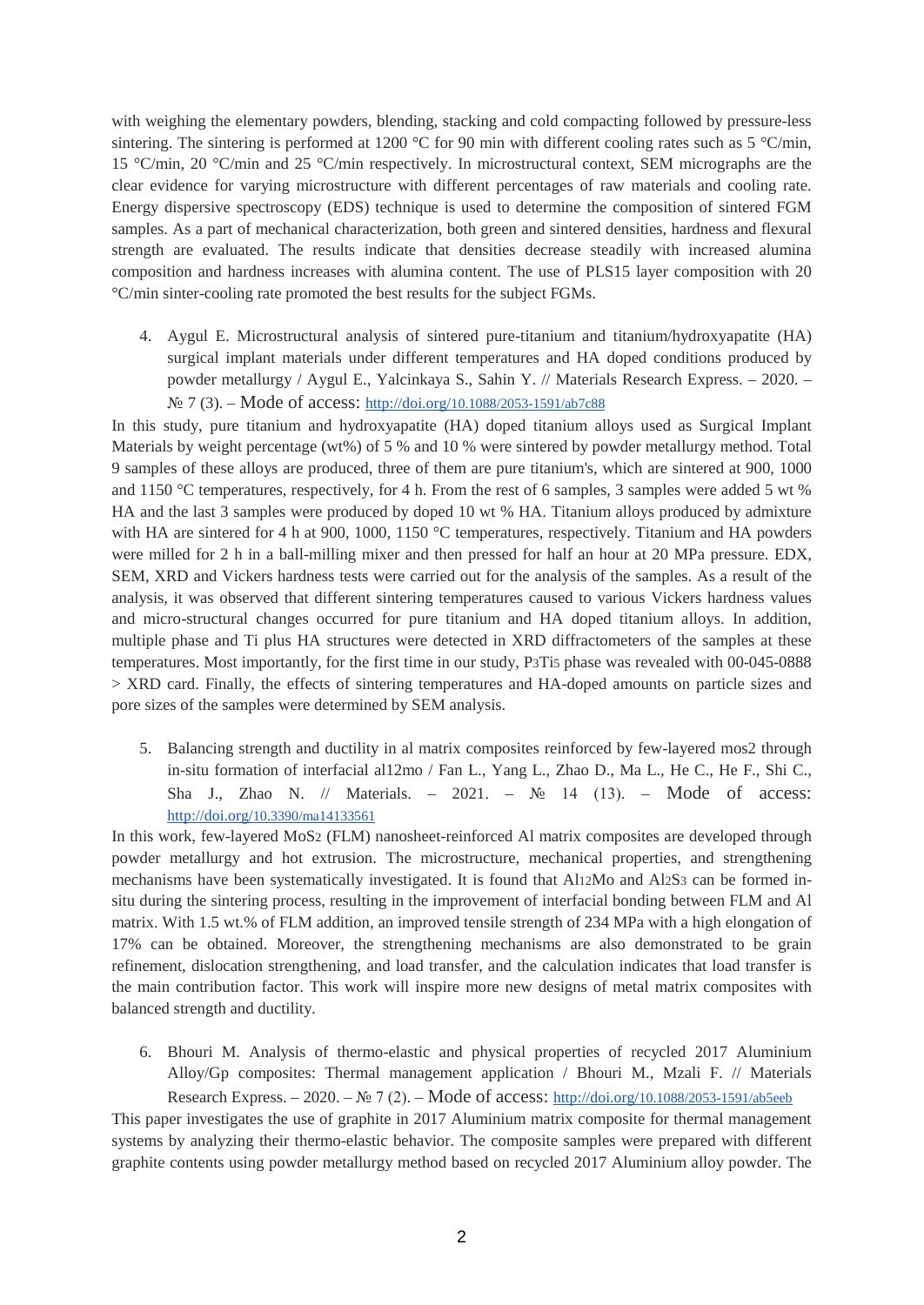with weighing the elementary powders, blending, stacking and cold compacting followed by pressure-less sintering. The sintering is performed at 1200 °C for 90 min with different cooling rates such as 5 °C/min, 15 °C/min, 20 °C/min and 25 °C/min respectively. In microstructural context, SEM micrographs are the clear evidence for varying microstructure with different percentages of raw materials and cooling rate. Energy dispersive spectroscopy (EDS) technique is used to determine the composition of sintered FGM samples. As a part of mechanical characterization, both green and sintered densities, hardness and flexural strength are evaluated. The results indicate that densities decrease steadily with increased alumina composition and hardness increases with alumina content. The use of PLS15 layer composition with 20 °C/min sinter-cooling rate promoted the best results for the subject FGMs.

4. Aygul E. Microstructural analysis of sintered pure-titanium and titanium/hydroxyapatite (HA) surgical implant materials under different temperatures and HA doped conditions produced by powder metallurgy / Aygul E., Yalcinkaya S., Sahin Y. // Materials Research Express. – 2020. – № 7 (3). – Mode of access: http://doi.org/10.1088/2053-1591/ab7c88

In this study, pure titanium and hydroxyapatite (HA) doped titanium alloys used as Surgical Implant Materials by weight percentage (wt%) of 5 % and 10 % were sintered by powder metallurgy method. Total 9 samples of these alloys are produced, three of them are pure titanium's, which are sintered at 900, 1000 and 1150 °C temperatures, respectively, for 4 h. From the rest of 6 samples, 3 samples were added 5 wt % HA and the last 3 samples were produced by doped 10 wt % HA. Titanium alloys produced by admixture with HA are sintered for 4 h at 900, 1000, 1150 °C temperatures, respectively. Titanium and HA powders were milled for 2 h in a ball-milling mixer and then pressed for half an hour at 20 MPa pressure. EDX, SEM, XRD and Vickers hardness tests were carried out for the analysis of the samples. As a result of the analysis, it was observed that different sintering temperatures caused to various Vickers hardness values and micro-structural changes occurred for pure titanium and HA doped titanium alloys. In addition, multiple phase and Ti plus HA structures were detected in XRD diffractometers of the samples at these temperatures. Most importantly, for the first time in our study, $P_3Ti_5$ phase was revealed with 00-045-0888 > XRD card. Finally, the effects of sintering temperatures and HA-doped amounts on particle sizes and pore sizes of the samples were determined by SEM analysis.

5. Balancing strength and ductility in al matrix composites reinforced by few-layered mos2 through in-situ formation of interfacial al12mo / Fan L., Yang L., Zhao D., Ma L., He C., He F., Shi C., Sha J., Zhao N. // Materials. – 2021. – № 14 (13). – Mode of access: http://doi.org/10.3390/ma14133561

In this work, few-layered $MoS_2$ (FLM) nanosheet-reinforced Al matrix composites are developed through powder metallurgy and hot extrusion. The microstructure, mechanical properties, and strengthening mechanisms have been systematically investigated. It is found that $Al_{12}Mo$ and $Al_2S_3$ can be formed in-situ during the sintering process, resulting in the improvement of interfacial bonding between FLM and Al matrix. With 1.5 wt.% of FLM addition, an improved tensile strength of 234 MPa with a high elongation of 17% can be obtained. Moreover, the strengthening mechanisms are also demonstrated to be grain refinement, dislocation strengthening, and load transfer, and the calculation indicates that load transfer is the main contribution factor. This work will inspire more new designs of metal matrix composites with balanced strength and ductility.

6. Bhouri M. Analysis of thermo-elastic and physical properties of recycled 2017 Aluminium Alloy/Gp composites: Thermal management application / Bhouri M., Mzali F. // Materials Research Express. – 2020. – № 7 (2). – Mode of access: http://doi.org/10.1088/2053-1591/ab5eeb

This paper investigates the use of graphite in 2017 Aluminium matrix composite for thermal management systems by analyzing their thermo-elastic behavior. The composite samples were prepared with different graphite contents using powder metallurgy method based on recycled 2017 Aluminium alloy powder. The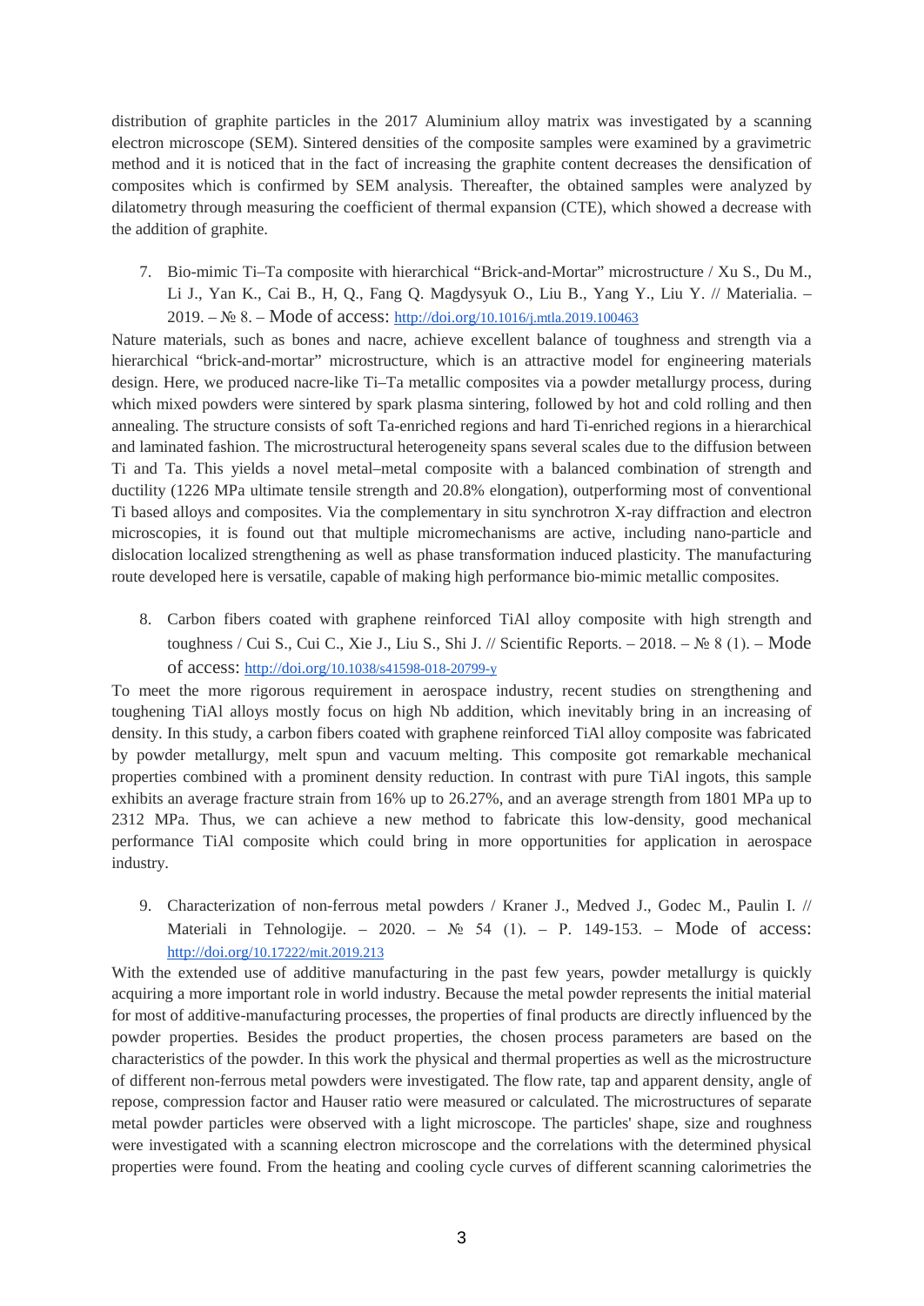distribution of graphite particles in the 2017 Aluminium alloy matrix was investigated by a scanning electron microscope (SEM). Sintered densities of the composite samples were examined by a gravimetric method and it is noticed that in the fact of increasing the graphite content decreases the densification of composites which is confirmed by SEM analysis. Thereafter, the obtained samples were analyzed by dilatometry through measuring the coefficient of thermal expansion (CTE), which showed a decrease with the addition of graphite.

7. Bio-mimic Ti–Ta composite with hierarchical “Brick-and-Mortar” microstructure / Xu S., Du M., Li J., Yan K., Cai B., H, Q., Fang Q. Magdysyuk O., Liu B., Yang Y., Liu Y. // Materialia. – 2019. – № 8. – Mode of access: http://doi.org/10.1016/j.mtla.2019.100463

Nature materials, such as bones and nacre, achieve excellent balance of toughness and strength via a hierarchical “brick-and-mortar” microstructure, which is an attractive model for engineering materials design. Here, we produced nacre-like Ti–Ta metallic composites via a powder metallurgy process, during which mixed powders were sintered by spark plasma sintering, followed by hot and cold rolling and then annealing. The structure consists of soft Ta-enriched regions and hard Ti-enriched regions in a hierarchical and laminated fashion. The microstructural heterogeneity spans several scales due to the diffusion between Ti and Ta. This yields a novel metal–metal composite with a balanced combination of strength and ductility (1226 MPa ultimate tensile strength and 20.8% elongation), outperforming most of conventional Ti based alloys and composites. Via the complementary in situ synchrotron X-ray diffraction and electron microscopies, it is found out that multiple micromechanisms are active, including nano-particle and dislocation localized strengthening as well as phase transformation induced plasticity. The manufacturing route developed here is versatile, capable of making high performance bio-mimic metallic composites.

8. Carbon fibers coated with graphene reinforced TiAl alloy composite with high strength and toughness / Cui S., Cui C., Xie J., Liu S., Shi J. // Scientific Reports. – 2018. – № 8 (1). – Mode of access: http://doi.org/10.1038/s41598-018-20799-y

To meet the more rigorous requirement in aerospace industry, recent studies on strengthening and toughening TiAl alloys mostly focus on high Nb addition, which inevitably bring in an increasing of density. In this study, a carbon fibers coated with graphene reinforced TiAl alloy composite was fabricated by powder metallurgy, melt spun and vacuum melting. This composite got remarkable mechanical properties combined with a prominent density reduction. In contrast with pure TiAl ingots, this sample exhibits an average fracture strain from 16% up to 26.27%, and an average strength from 1801 MPa up to 2312 MPa. Thus, we can achieve a new method to fabricate this low-density, good mechanical performance TiAl composite which could bring in more opportunities for application in aerospace industry.

9. Characterization of non-ferrous metal powders / Kraner J., Medved J., Godec M., Paulin I. // Materiali in Tehnologije. – 2020. – № 54 (1). – P. 149-153. – Mode of access: http://doi.org/10.17222/mit.2019.213

With the extended use of additive manufacturing in the past few years, powder metallurgy is quickly acquiring a more important role in world industry. Because the metal powder represents the initial material for most of additive-manufacturing processes, the properties of final products are directly influenced by the powder properties. Besides the product properties, the chosen process parameters are based on the characteristics of the powder. In this work the physical and thermal properties as well as the microstructure of different non-ferrous metal powders were investigated. The flow rate, tap and apparent density, angle of repose, compression factor and Hauser ratio were measured or calculated. The microstructures of separate metal powder particles were observed with a light microscope. The particles' shape, size and roughness were investigated with a scanning electron microscope and the correlations with the determined physical properties were found. From the heating and cooling cycle curves of different scanning calorimetries the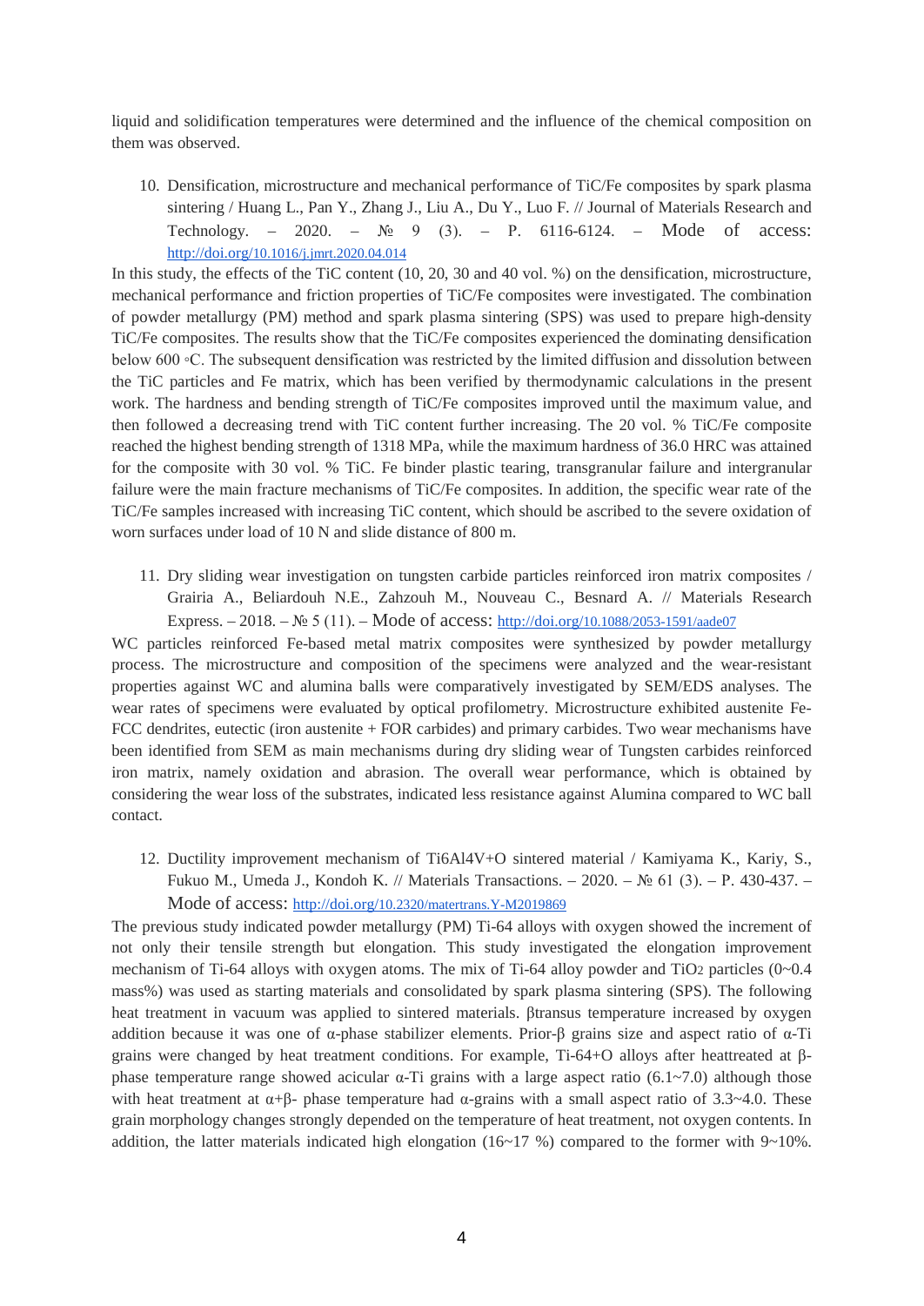liquid and solidification temperatures were determined and the influence of the chemical composition on them was observed.

10. Densification, microstructure and mechanical performance of TiC/Fe composites by spark plasma sintering / Huang L., Pan Y., Zhang J., Liu A., Du Y., Luo F. // Journal of Materials Research and Technology. – 2020. – № 9 (3). – P. 6116-6124. – Mode of access: http://doi.org/10.1016/j.jmrt.2020.04.014

In this study, the effects of the TiC content (10, 20, 30 and 40 vol. %) on the densification, microstructure, mechanical performance and friction properties of TiC/Fe composites were investigated. The combination of powder metallurgy (PM) method and spark plasma sintering (SPS) was used to prepare high-density TiC/Fe composites. The results show that the TiC/Fe composites experienced the dominating densification below 600 ◦C. The subsequent densification was restricted by the limited diffusion and dissolution between the TiC particles and Fe matrix, which has been verified by thermodynamic calculations in the present work. The hardness and bending strength of TiC/Fe composites improved until the maximum value, and then followed a decreasing trend with TiC content further increasing. The 20 vol. % TiC/Fe composite reached the highest bending strength of 1318 MPa, while the maximum hardness of 36.0 HRC was attained for the composite with 30 vol. % TiC. Fe binder plastic tearing, transgranular failure and intergranular failure were the main fracture mechanisms of TiC/Fe composites. In addition, the specific wear rate of the TiC/Fe samples increased with increasing TiC content, which should be ascribed to the severe oxidation of worn surfaces under load of 10 N and slide distance of 800 m.

11. Dry sliding wear investigation on tungsten carbide particles reinforced iron matrix composites / Grairia A., Beliardouh N.E., Zahzouh M., Nouveau C., Besnard A. // Materials Research Express. – 2018. – № 5 (11). – Mode of access: http://doi.org/10.1088/2053-1591/aade07

WC particles reinforced Fe-based metal matrix composites were synthesized by powder metallurgy process. The microstructure and composition of the specimens were analyzed and the wear-resistant properties against WC and alumina balls were comparatively investigated by SEM/EDS analyses. The wear rates of specimens were evaluated by optical profilometry. Microstructure exhibited austenite Fe-FCC dendrites, eutectic (iron austenite + FOR carbides) and primary carbides. Two wear mechanisms have been identified from SEM as main mechanisms during dry sliding wear of Tungsten carbides reinforced iron matrix, namely oxidation and abrasion. The overall wear performance, which is obtained by considering the wear loss of the substrates, indicated less resistance against Alumina compared to WC ball contact.

12. Ductility improvement mechanism of Ti6Al4V+O sintered material / Kamiyama K., Kariy, S., Fukuo M., Umeda J., Kondoh K. // Materials Transactions. – 2020. – № 61 (3). – P. 430-437. – Mode of access: http://doi.org/10.2320/matertrans.Y-M2019869

The previous study indicated powder metallurgy (PM) Ti-64 alloys with oxygen showed the increment of not only their tensile strength but elongation. This study investigated the elongation improvement mechanism of Ti-64 alloys with oxygen atoms. The mix of Ti-64 alloy powder and $TiO_2$ particles (0~0.4 mass%) was used as starting materials and consolidated by spark plasma sintering (SPS). The following heat treatment in vacuum was applied to sintered materials. βtransus temperature increased by oxygen addition because it was one of α-phase stabilizer elements. Prior-β grains size and aspect ratio of α-Ti grains were changed by heat treatment conditions. For example, Ti-64+O alloys after heattreated at β-phase temperature range showed acicular α-Ti grains with a large aspect ratio (6.1~7.0) although those with heat treatment at α+β- phase temperature had α-grains with a small aspect ratio of 3.3~4.0. These grain morphology changes strongly depended on the temperature of heat treatment, not oxygen contents. In addition, the latter materials indicated high elongation (16~17 %) compared to the former with 9~10%.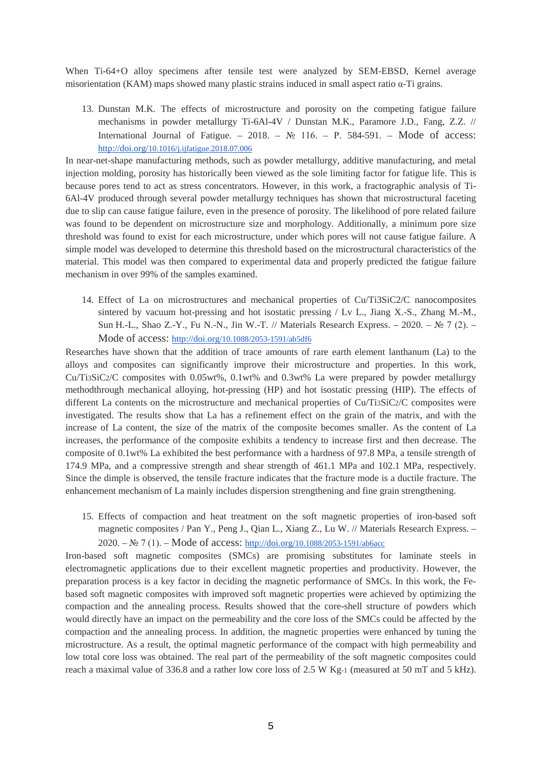When Ti-64+O alloy specimens after tensile test were analyzed by SEM-EBSD, Kernel average misorientation (KAM) maps showed many plastic strains induced in small aspect ratio α-Ti grains.

13. Dunstan M.K. The effects of microstructure and porosity on the competing fatigue failure mechanisms in powder metallurgy Ti-6Al-4V / Dunstan M.K., Paramore J.D., Fang, Z.Z. // International Journal of Fatigue. – 2018. – № 116. – P. 584-591. – Mode of access: http://doi.org/10.1016/j.ijfatigue.2018.07.006

In near-net-shape manufacturing methods, such as powder metallurgy, additive manufacturing, and metal injection molding, porosity has historically been viewed as the sole limiting factor for fatigue life. This is because pores tend to act as stress concentrators. However, in this work, a fractographic analysis of Ti-6Al-4V produced through several powder metallurgy techniques has shown that microstructural faceting due to slip can cause fatigue failure, even in the presence of porosity. The likelihood of pore related failure was found to be dependent on microstructure size and morphology. Additionally, a minimum pore size threshold was found to exist for each microstructure, under which pores will not cause fatigue failure. A simple model was developed to determine this threshold based on the microstructural characteristics of the material. This model was then compared to experimental data and properly predicted the fatigue failure mechanism in over 99% of the samples examined.

14. Effect of La on microstructures and mechanical properties of Cu/Ti3SiC2/C nanocomposites sintered by vacuum hot-pressing and hot isostatic pressing / Lv L., Jiang X.-S., Zhang M.-M., Sun H.-L., Shao Z.-Y., Fu N.-N., Jin W.-T. // Materials Research Express. – 2020. – № 7 (2). – Mode of access: http://doi.org/10.1088/2053-1591/ab5df6

Researches have shown that the addition of trace amounts of rare earth element lanthanum (La) to the alloys and composites can significantly improve their microstructure and properties. In this work, $Cu/Ti_3SiC_2/C$ composites with 0.05wt%, 0.1wt% and 0.3wt% La were prepared by powder metallurgy methodthrough mechanical alloying, hot-pressing (HP) and hot isostatic pressing (HIP). The effects of different La contents on the microstructure and mechanical properties of $Cu/Ti_3SiC_2/C$ composites were investigated. The results show that La has a refinement effect on the grain of the matrix, and with the increase of La content, the size of the matrix of the composite becomes smaller. As the content of La increases, the performance of the composite exhibits a tendency to increase first and then decrease. The composite of 0.1wt% La exhibited the best performance with a hardness of 97.8 MPa, a tensile strength of 174.9 MPa, and a compressive strength and shear strength of 461.1 MPa and 102.1 MPa, respectively. Since the dimple is observed, the tensile fracture indicates that the fracture mode is a ductile fracture. The enhancement mechanism of La mainly includes dispersion strengthening and fine grain strengthening.

15. Effects of compaction and heat treatment on the soft magnetic properties of iron-based soft magnetic composites / Pan Y., Peng J., Qian L., Xiang Z., Lu W. // Materials Research Express. – 2020. – № 7 (1). – Mode of access: http://doi.org/10.1088/2053-1591/ab6acc

Iron-based soft magnetic composites (SMCs) are promising substitutes for laminate steels in electromagnetic applications due to their excellent magnetic properties and productivity. However, the preparation process is a key factor in deciding the magnetic performance of SMCs. In this work, the Fe-based soft magnetic composites with improved soft magnetic properties were achieved by optimizing the compaction and the annealing process. Results showed that the core-shell structure of powders which would directly have an impact on the permeability and the core loss of the SMCs could be affected by the compaction and the annealing process. In addition, the magnetic properties were enhanced by tuning the microstructure. As a result, the optimal magnetic performance of the compact with high permeability and low total core loss was obtained. The real part of the permeability of the soft magnetic composites could reach a maximal value of 336.8 and a rather low core loss of 2.5 W $Kg^{-1}$ (measured at 50 mT and 5 kHz).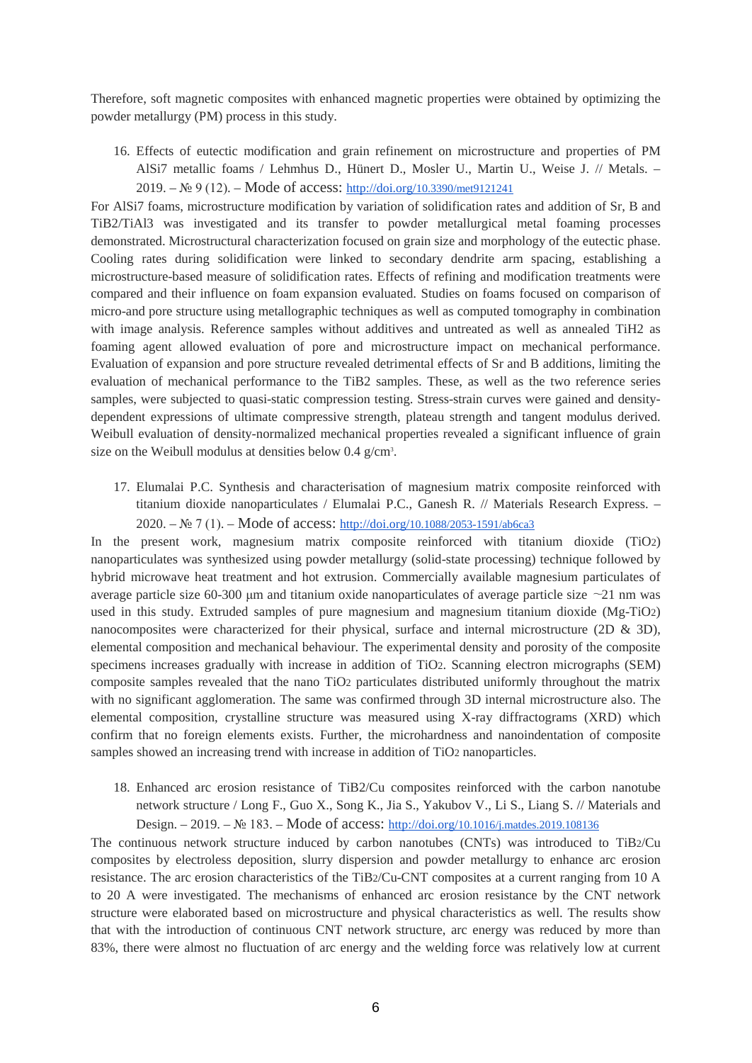Therefore, soft magnetic composites with enhanced magnetic properties were obtained by optimizing the powder metallurgy (PM) process in this study.

16. Effects of eutectic modification and grain refinement on microstructure and properties of PM AlSi7 metallic foams / Lehmhus D., Hünert D., Mosler U., Martin U., Weise J. // Metals. – 2019. – № 9 (12). – Mode of access: http://doi.org/10.3390/met9121241

For AlSi7 foams, microstructure modification by variation of solidification rates and addition of Sr, B and $TiB_2$/$TiAl_3$ was investigated and its transfer to powder metallurgical metal foaming processes demonstrated. Microstructural characterization focused on grain size and morphology of the eutectic phase. Cooling rates during solidification were linked to secondary dendrite arm spacing, establishing a microstructure-based measure of solidification rates. Effects of refining and modification treatments were compared and their influence on foam expansion evaluated. Studies on foams focused on comparison of micro-and pore structure using metallographic techniques as well as computed tomography in combination with image analysis. Reference samples without additives and untreated as well as annealed $TiH_2$ as foaming agent allowed evaluation of pore and microstructure impact on mechanical performance. Evaluation of expansion and pore structure revealed detrimental effects of Sr and B additions, limiting the evaluation of mechanical performance to the $TiB_2$ samples. These, as well as the two reference series samples, were subjected to quasi-static compression testing. Stress-strain curves were gained and density-dependent expressions of ultimate compressive strength, plateau strength and tangent modulus derived. Weibull evaluation of density-normalized mechanical properties revealed a significant influence of grain size on the Weibull modulus at densities below 0.4 $g/cm^3$.

17. Elumalai P.C. Synthesis and characterisation of magnesium matrix composite reinforced with titanium dioxide nanoparticulates / Elumalai P.C., Ganesh R. // Materials Research Express. – 2020. – № 7 (1). – Mode of access: http://doi.org/10.1088/2053-1591/ab6ca3

In the present work, magnesium matrix composite reinforced with titanium dioxide ($TiO_2$) nanoparticulates was synthesized using powder metallurgy (solid-state processing) technique followed by hybrid microwave heat treatment and hot extrusion. Commercially available magnesium particulates of average particle size 60-300 μm and titanium oxide nanoparticulates of average particle size ~21 nm was used in this study. Extruded samples of pure magnesium and magnesium titanium dioxide (Mg-$TiO_2$) nanocomposites were characterized for their physical, surface and internal microstructure (2D & 3D), elemental composition and mechanical behaviour. The experimental density and porosity of the composite specimens increases gradually with increase in addition of $TiO_2$. Scanning electron micrographs (SEM) composite samples revealed that the nano $TiO_2$ particulates distributed uniformly throughout the matrix with no significant agglomeration. The same was confirmed through 3D internal microstructure also. The elemental composition, crystalline structure was measured using X-ray diffractograms (XRD) which confirm that no foreign elements exists. Further, the microhardness and nanoindentation of composite samples showed an increasing trend with increase in addition of $TiO_2$ nanoparticles.

18. Enhanced arc erosion resistance of $TiB_2$/Cu composites reinforced with the carbon nanotube network structure / Long F., Guo X., Song K., Jia S., Yakubov V., Li S., Liang S. // Materials and Design. – 2019. – № 183. – Mode of access: http://doi.org/10.1016/j.matdes.2019.108136

The continuous network structure induced by carbon nanotubes (CNTs) was introduced to $TiB_2$/Cu composites by electroless deposition, slurry dispersion and powder metallurgy to enhance arc erosion resistance. The arc erosion characteristics of the $TiB_2$/Cu-CNT composites at a current ranging from 10 A to 20 A were investigated. The mechanisms of enhanced arc erosion resistance by the CNT network structure were elaborated based on microstructure and physical characteristics as well. The results show that with the introduction of continuous CNT network structure, arc energy was reduced by more than 83%, there were almost no fluctuation of arc energy and the welding force was relatively low at current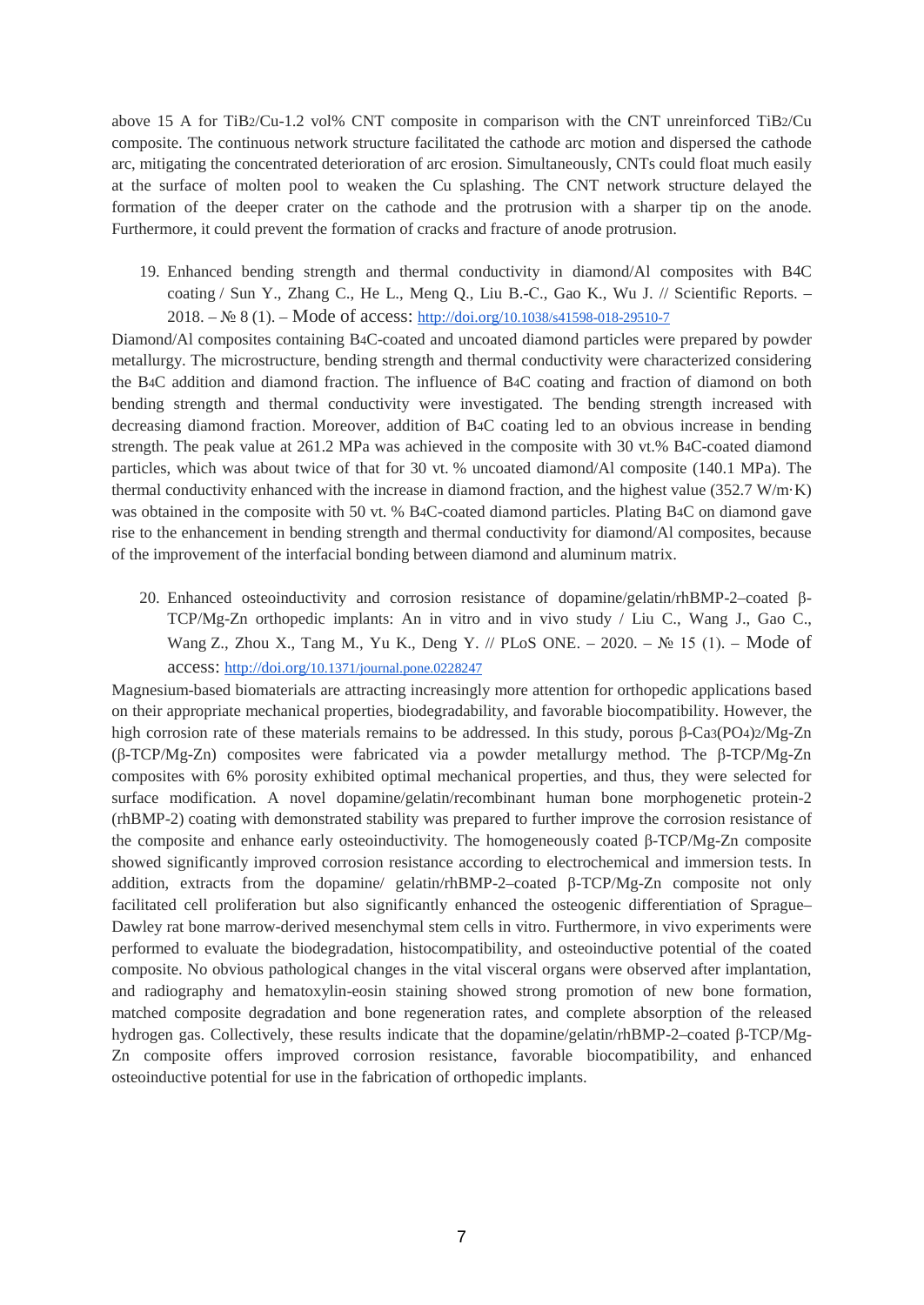above 15 A for $TiB_2$/Cu-1.2 vol% CNT composite in comparison with the CNT unreinforced $TiB_2$/Cu composite. The continuous network structure facilitated the cathode arc motion and dispersed the cathode arc, mitigating the concentrated deterioration of arc erosion. Simultaneously, CNTs could float much easily at the surface of molten pool to weaken the Cu splashing. The CNT network structure delayed the formation of the deeper crater on the cathode and the protrusion with a sharper tip on the anode. Furthermore, it could prevent the formation of cracks and fracture of anode protrusion.

19. Enhanced bending strength and thermal conductivity in diamond/Al composites with $B_4C$ coating / Sun Y., Zhang C., He L., Meng Q., Liu B.-C., Gao K., Wu J. // Scientific Reports. – 2018. – № 8 (1). – Mode of access: http://doi.org/10.1038/s41598-018-29510-7

Diamond/Al composites containing $B_4C$-coated and uncoated diamond particles were prepared by powder metallurgy. The microstructure, bending strength and thermal conductivity were characterized considering the $B_4C$ addition and diamond fraction. The influence of $B_4C$ coating and fraction of diamond on both bending strength and thermal conductivity were investigated. The bending strength increased with decreasing diamond fraction. Moreover, addition of $B_4C$ coating led to an obvious increase in bending strength. The peak value at 261.2 MPa was achieved in the composite with 30 vt.% $B_4C$-coated diamond particles, which was about twice of that for 30 vt. % uncoated diamond/Al composite (140.1 MPa). The thermal conductivity enhanced with the increase in diamond fraction, and the highest value (352.7 W/m·K) was obtained in the composite with 50 vt. % $B_4C$-coated diamond particles. Plating $B_4C$ on diamond gave rise to the enhancement in bending strength and thermal conductivity for diamond/Al composites, because of the improvement of the interfacial bonding between diamond and aluminum matrix.

20. Enhanced osteoinductivity and corrosion resistance of dopamine/gelatin/rhBMP-2–coated β-TCP/Mg-Zn orthopedic implants: An in vitro and in vivo study / Liu C., Wang J., Gao C., Wang Z., Zhou X., Tang M., Yu K., Deng Y. // PLoS ONE. – 2020. – № 15 (1). – Mode of access: http://doi.org/10.1371/journal.pone.0228247

Magnesium-based biomaterials are attracting increasingly more attention for orthopedic applications based on their appropriate mechanical properties, biodegradability, and favorable biocompatibility. However, the high corrosion rate of these materials remains to be addressed. In this study, porous β-$Ca_3(PO_4)_2$/Mg-Zn (β-TCP/Mg-Zn) composites were fabricated via a powder metallurgy method. The β-TCP/Mg-Zn composites with 6% porosity exhibited optimal mechanical properties, and thus, they were selected for surface modification. A novel dopamine/gelatin/recombinant human bone morphogenetic protein-2 (rhBMP-2) coating with demonstrated stability was prepared to further improve the corrosion resistance of the composite and enhance early osteoinductivity. The homogeneously coated β-TCP/Mg-Zn composite showed significantly improved corrosion resistance according to electrochemical and immersion tests. In addition, extracts from the dopamine/ gelatin/rhBMP-2–coated β-TCP/Mg-Zn composite not only facilitated cell proliferation but also significantly enhanced the osteogenic differentiation of Sprague–Dawley rat bone marrow-derived mesenchymal stem cells in vitro. Furthermore, in vivo experiments were performed to evaluate the biodegradation, histocompatibility, and osteoinductive potential of the coated composite. No obvious pathological changes in the vital visceral organs were observed after implantation, and radiography and hematoxylin-eosin staining showed strong promotion of new bone formation, matched composite degradation and bone regeneration rates, and complete absorption of the released hydrogen gas. Collectively, these results indicate that the dopamine/gelatin/rhBMP-2–coated β-TCP/Mg-Zn composite offers improved corrosion resistance, favorable biocompatibility, and enhanced osteoinductive potential for use in the fabrication of orthopedic implants.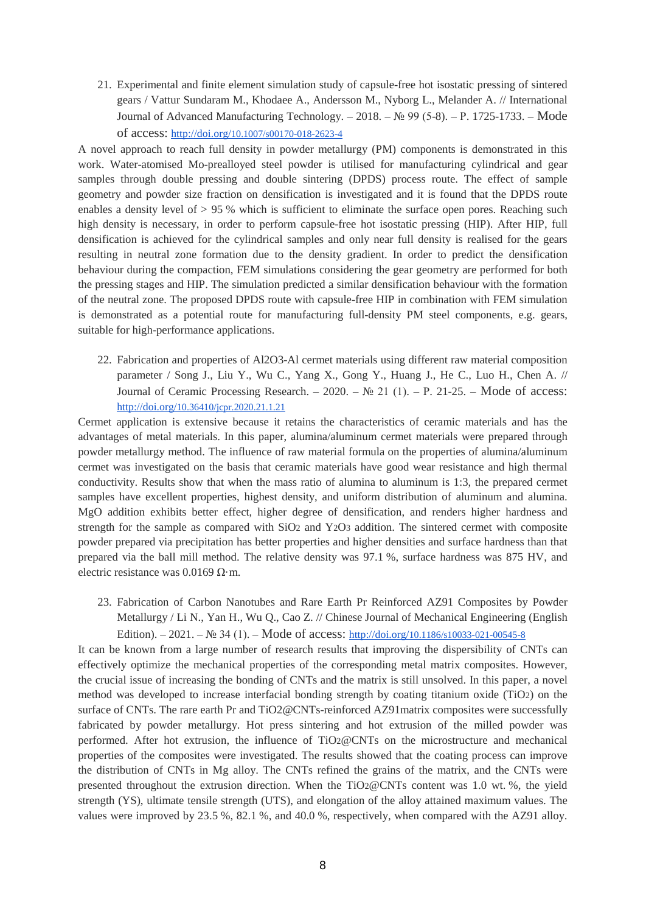21. Experimental and finite element simulation study of capsule-free hot isostatic pressing of sintered gears / Vattur Sundaram M., Khodaee A., Andersson M., Nyborg L., Melander A. // International Journal of Advanced Manufacturing Technology. – 2018. – № 99 (5-8). – P. 1725-1733. – Mode of access: http://doi.org/10.1007/s00170-018-2623-4

A novel approach to reach full density in powder metallurgy (PM) components is demonstrated in this work. Water-atomised Mo-prealloyed steel powder is utilised for manufacturing cylindrical and gear samples through double pressing and double sintering (DPDS) process route. The effect of sample geometry and powder size fraction on densification is investigated and it is found that the DPDS route enables a density level of > 95 % which is sufficient to eliminate the surface open pores. Reaching such high density is necessary, in order to perform capsule-free hot isostatic pressing (HIP). After HIP, full densification is achieved for the cylindrical samples and only near full density is realised for the gears resulting in neutral zone formation due to the density gradient. In order to predict the densification behaviour during the compaction, FEM simulations considering the gear geometry are performed for both the pressing stages and HIP. The simulation predicted a similar densification behaviour with the formation of the neutral zone. The proposed DPDS route with capsule-free HIP in combination with FEM simulation is demonstrated as a potential route for manufacturing full-density PM steel components, e.g. gears, suitable for high-performance applications.

22. Fabrication and properties of Al2O3-Al cermet materials using different raw material composition parameter / Song J., Liu Y., Wu C., Yang X., Gong Y., Huang J., He C., Luo H., Chen A. // Journal of Ceramic Processing Research. – 2020. – № 21 (1). – P. 21-25. – Mode of access: http://doi.org/10.36410/jcpr.2020.21.1.21

Cermet application is extensive because it retains the characteristics of ceramic materials and has the advantages of metal materials. In this paper, alumina/aluminum cermet materials were prepared through powder metallurgy method. The influence of raw material formula on the properties of alumina/aluminum cermet was investigated on the basis that ceramic materials have good wear resistance and high thermal conductivity. Results show that when the mass ratio of alumina to aluminum is 1:3, the prepared cermet samples have excellent properties, highest density, and uniform distribution of aluminum and alumina. MgO addition exhibits better effect, higher degree of densification, and renders higher hardness and strength for the sample as compared with $SiO_2$ and $Y_2O_3$ addition. The sintered cermet with composite powder prepared via precipitation has better properties and higher densities and surface hardness than that prepared via the ball mill method. The relative density was 97.1 %, surface hardness was 875 HV, and electric resistance was 0.0169 Ω·m.

23. Fabrication of Carbon Nanotubes and Rare Earth Pr Reinforced AZ91 Composites by Powder Metallurgy / Li N., Yan H., Wu Q., Cao Z. // Chinese Journal of Mechanical Engineering (English Edition). – 2021. – № 34 (1). – Mode of access: http://doi.org/10.1186/s10033-021-00545-8

It can be known from a large number of research results that improving the dispersibility of CNTs can effectively optimize the mechanical properties of the corresponding metal matrix composites. However, the crucial issue of increasing the bonding of CNTs and the matrix is still unsolved. In this paper, a novel method was developed to increase interfacial bonding strength by coating titanium oxide ($TiO_2$) on the surface of CNTs. The rare earth Pr and TiO2@CNTs-reinforced AZ91matrix composites were successfully fabricated by powder metallurgy. Hot press sintering and hot extrusion of the milled powder was performed. After hot extrusion, the influence of $TiO_2$@CNTs on the microstructure and mechanical properties of the composites were investigated. The results showed that the coating process can improve the distribution of CNTs in Mg alloy. The CNTs refined the grains of the matrix, and the CNTs were presented throughout the extrusion direction. When the $TiO_2$@CNTs content was 1.0 wt. %, the yield strength (YS), ultimate tensile strength (UTS), and elongation of the alloy attained maximum values. The values were improved by 23.5 %, 82.1 %, and 40.0 %, respectively, when compared with the AZ91 alloy.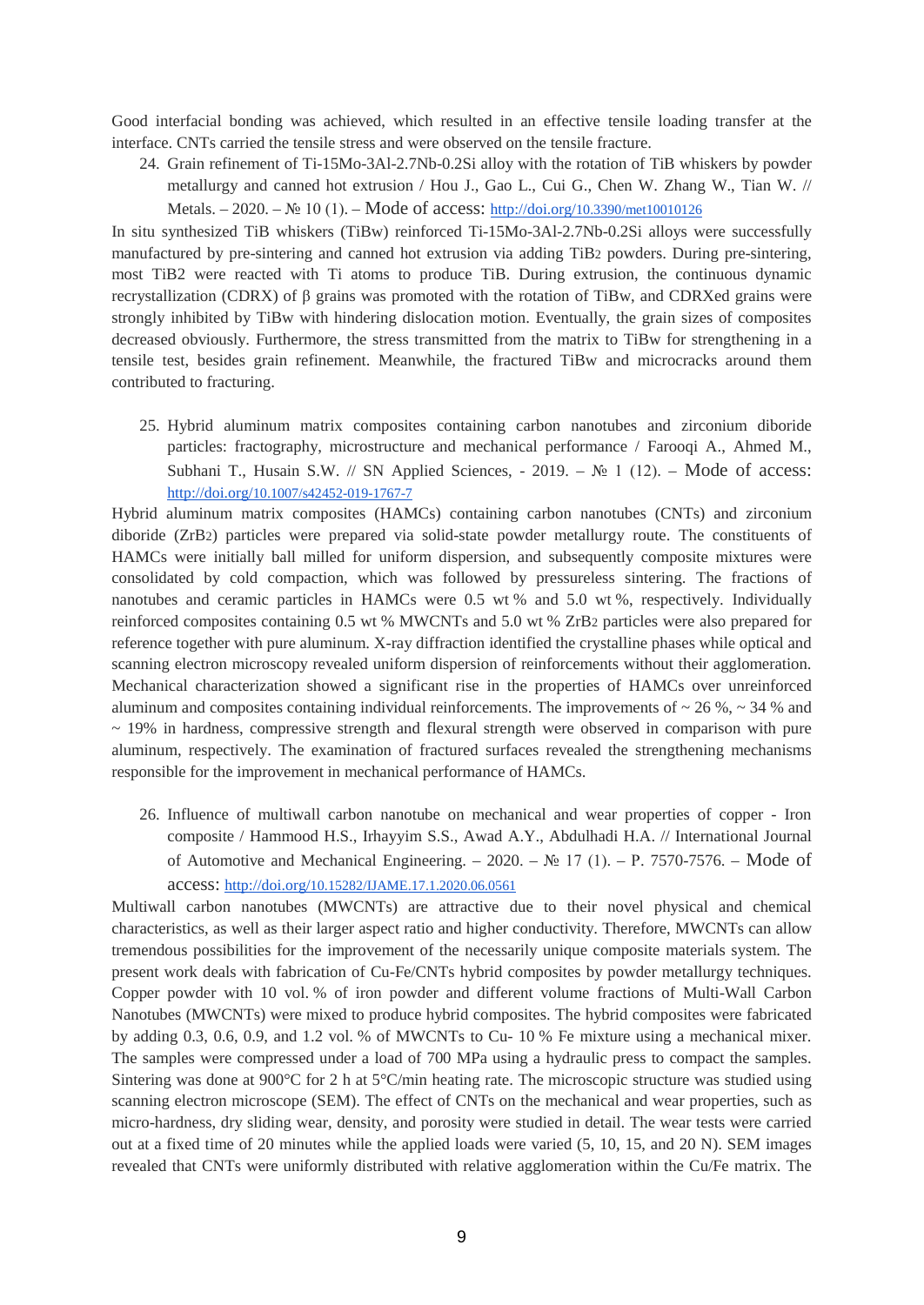Good interfacial bonding was achieved, which resulted in an effective tensile loading transfer at the interface. CNTs carried the tensile stress and were observed on the tensile fracture.

24. Grain refinement of Ti-15Mo-3Al-2.7Nb-0.2Si alloy with the rotation of TiB whiskers by powder metallurgy and canned hot extrusion / Hou J., Gao L., Cui G., Chen W. Zhang W., Tian W. // Metals. – 2020. – № 10 (1). – Mode of access: http://doi.org/10.3390/met10010126

In situ synthesized TiB whiskers (TiBw) reinforced Ti-15Mo-3Al-2.7Nb-0.2Si alloys were successfully manufactured by pre-sintering and canned hot extrusion via adding $TiB_2$ powders. During pre-sintering, most TiB2 were reacted with Ti atoms to produce TiB. During extrusion, the continuous dynamic recrystallization (CDRX) of β grains was promoted with the rotation of TiBw, and CDRXed grains were strongly inhibited by TiBw with hindering dislocation motion. Eventually, the grain sizes of composites decreased obviously. Furthermore, the stress transmitted from the matrix to TiBw for strengthening in a tensile test, besides grain refinement. Meanwhile, the fractured TiBw and microcracks around them contributed to fracturing.

25. Hybrid aluminum matrix composites containing carbon nanotubes and zirconium diboride particles: fractography, microstructure and mechanical performance / Farooqi A., Ahmed M., Subhani T., Husain S.W. // SN Applied Sciences, - 2019. – № 1 (12). – Mode of access: http://doi.org/10.1007/s42452-019-1767-7

Hybrid aluminum matrix composites (HAMCs) containing carbon nanotubes (CNTs) and zirconium diboride ($ZrB_2$) particles were prepared via solid-state powder metallurgy route. The constituents of HAMCs were initially ball milled for uniform dispersion, and subsequently composite mixtures were consolidated by cold compaction, which was followed by pressureless sintering. The fractions of nanotubes and ceramic particles in HAMCs were 0.5 wt % and 5.0 wt %, respectively. Individually reinforced composites containing 0.5 wt % MWCNTs and 5.0 wt % $ZrB_2$ particles were also prepared for reference together with pure aluminum. X-ray diffraction identified the crystalline phases while optical and scanning electron microscopy revealed uniform dispersion of reinforcements without their agglomeration. Mechanical characterization showed a significant rise in the properties of HAMCs over unreinforced aluminum and composites containing individual reinforcements. The improvements of ~ 26 %, ~ 34 % and ~ 19% in hardness, compressive strength and flexural strength were observed in comparison with pure aluminum, respectively. The examination of fractured surfaces revealed the strengthening mechanisms responsible for the improvement in mechanical performance of HAMCs.

26. Influence of multiwall carbon nanotube on mechanical and wear properties of copper - Iron composite / Hammood H.S., Irhayyim S.S., Awad A.Y., Abdulhadi H.A. // International Journal of Automotive and Mechanical Engineering. – 2020. – № 17 (1). – P. 7570-7576. – Mode of access: http://doi.org/10.15282/IJAME.17.1.2020.06.0561

Multiwall carbon nanotubes (MWCNTs) are attractive due to their novel physical and chemical characteristics, as well as their larger aspect ratio and higher conductivity. Therefore, MWCNTs can allow tremendous possibilities for the improvement of the necessarily unique composite materials system. The present work deals with fabrication of Cu-Fe/CNTs hybrid composites by powder metallurgy techniques. Copper powder with 10 vol. % of iron powder and different volume fractions of Multi-Wall Carbon Nanotubes (MWCNTs) were mixed to produce hybrid composites. The hybrid composites were fabricated by adding 0.3, 0.6, 0.9, and 1.2 vol. % of MWCNTs to Cu- 10 % Fe mixture using a mechanical mixer. The samples were compressed under a load of 700 MPa using a hydraulic press to compact the samples. Sintering was done at 900°C for 2 h at 5°C/min heating rate. The microscopic structure was studied using scanning electron microscope (SEM). The effect of CNTs on the mechanical and wear properties, such as micro-hardness, dry sliding wear, density, and porosity were studied in detail. The wear tests were carried out at a fixed time of 20 minutes while the applied loads were varied (5, 10, 15, and 20 N). SEM images revealed that CNTs were uniformly distributed with relative agglomeration within the Cu/Fe matrix. The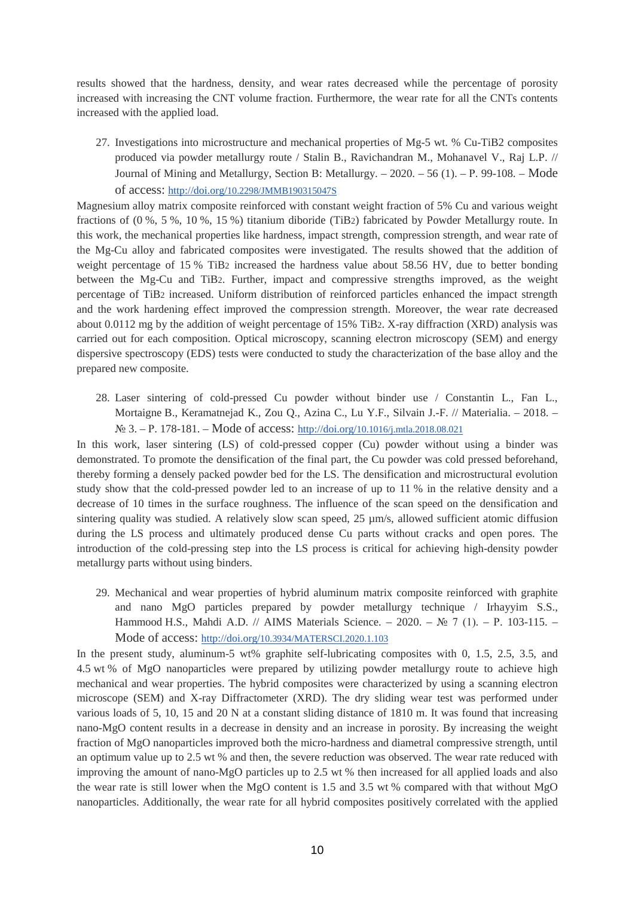results showed that the hardness, density, and wear rates decreased while the percentage of porosity increased with increasing the CNT volume fraction. Furthermore, the wear rate for all the CNTs contents increased with the applied load.

27. Investigations into microstructure and mechanical properties of Mg-5 wt. % Cu-$TiB_2$ composites produced via powder metallurgy route / Stalin B., Ravichandran M., Mohanavel V., Raj L.P. // Journal of Mining and Metallurgy, Section B: Metallurgy. – 2020. – 56 (1). – P. 99-108. – Mode of access: http://doi.org/10.2298/JMMB190315047S

Magnesium alloy matrix composite reinforced with constant weight fraction of 5% Cu and various weight fractions of (0 %, 5 %, 10 %, 15 %) titanium diboride ($TiB_2$) fabricated by Powder Metallurgy route. In this work, the mechanical properties like hardness, impact strength, compression strength, and wear rate of the Mg-Cu alloy and fabricated composites were investigated. The results showed that the addition of weight percentage of 15 % $TiB_2$ increased the hardness value about 58.56 HV, due to better bonding between the Mg-Cu and $TiB_2$. Further, impact and compressive strengths improved, as the weight percentage of $TiB_2$ increased. Uniform distribution of reinforced particles enhanced the impact strength and the work hardening effect improved the compression strength. Moreover, the wear rate decreased about 0.0112 mg by the addition of weight percentage of 15% $TiB_2$. X-ray diffraction (XRD) analysis was carried out for each composition. Optical microscopy, scanning electron microscopy (SEM) and energy dispersive spectroscopy (EDS) tests were conducted to study the characterization of the base alloy and the prepared new composite.

28. Laser sintering of cold-pressed Cu powder without binder use / Constantin L., Fan L., Mortaigne B., Keramatnejad K., Zou Q., Azina C., Lu Y.F., Silvain J.-F. // Materialia. – 2018. – № 3. – P. 178-181. – Mode of access: http://doi.org/10.1016/j.mtla.2018.08.021

In this work, laser sintering (LS) of cold-pressed copper (Cu) powder without using a binder was demonstrated. To promote the densification of the final part, the Cu powder was cold pressed beforehand, thereby forming a densely packed powder bed for the LS. The densification and microstructural evolution study show that the cold-pressed powder led to an increase of up to 11 % in the relative density and a decrease of 10 times in the surface roughness. The influence of the scan speed on the densification and sintering quality was studied. A relatively slow scan speed, 25 µm/s, allowed sufficient atomic diffusion during the LS process and ultimately produced dense Cu parts without cracks and open pores. The introduction of the cold-pressing step into the LS process is critical for achieving high-density powder metallurgy parts without using binders.

29. Mechanical and wear properties of hybrid aluminum matrix composite reinforced with graphite and nano MgO particles prepared by powder metallurgy technique / Irhayyim S.S., Hammood H.S., Mahdi A.D. // AIMS Materials Science. – 2020. – № 7 (1). – P. 103-115. – Mode of access: http://doi.org/10.3934/MATERSCI.2020.1.103

In the present study, aluminum-5 wt% graphite self-lubricating composites with 0, 1.5, 2.5, 3.5, and 4.5 wt % of MgO nanoparticles were prepared by utilizing powder metallurgy route to achieve high mechanical and wear properties. The hybrid composites were characterized by using a scanning electron microscope (SEM) and X-ray Diffractometer (XRD). The dry sliding wear test was performed under various loads of 5, 10, 15 and 20 N at a constant sliding distance of 1810 m. It was found that increasing nano-MgO content results in a decrease in density and an increase in porosity. By increasing the weight fraction of MgO nanoparticles improved both the micro-hardness and diametral compressive strength, until an optimum value up to 2.5 wt % and then, the severe reduction was observed. The wear rate reduced with improving the amount of nano-MgO particles up to 2.5 wt % then increased for all applied loads and also the wear rate is still lower when the MgO content is 1.5 and 3.5 wt % compared with that without MgO nanoparticles. Additionally, the wear rate for all hybrid composites positively correlated with the applied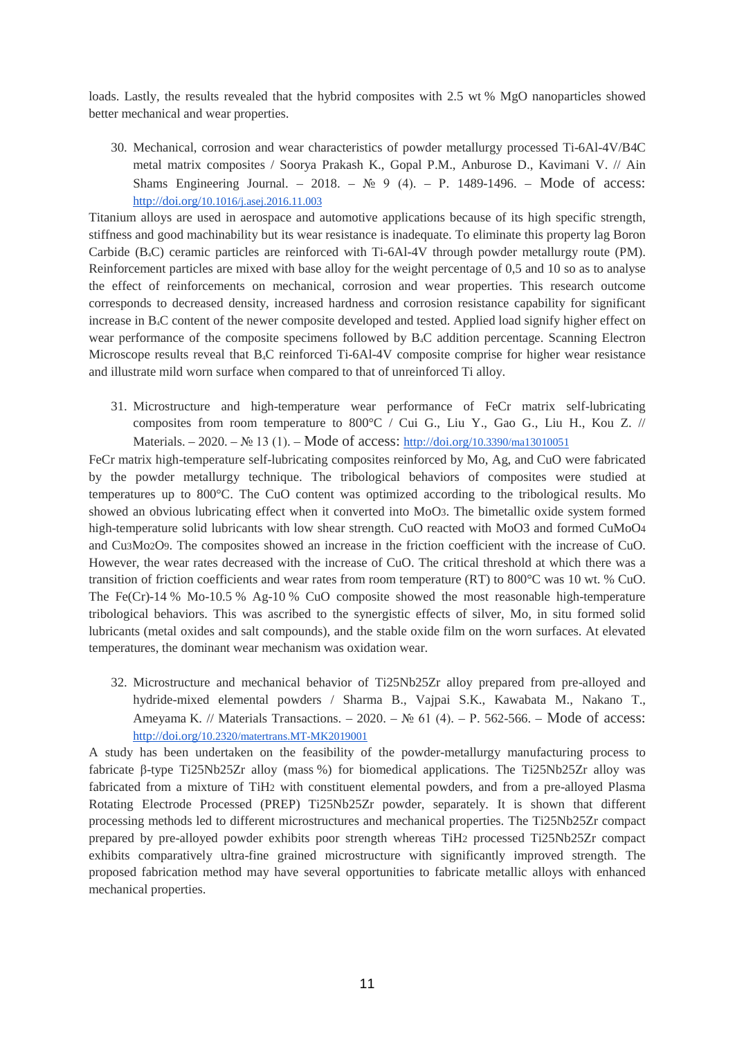loads. Lastly, the results revealed that the hybrid composites with 2.5 wt % MgO nanoparticles showed better mechanical and wear properties.

30. Mechanical, corrosion and wear characteristics of powder metallurgy processed Ti-6Al-4V/B4C metal matrix composites / Soorya Prakash K., Gopal P.M., Anburose D., Kavimani V. // Ain Shams Engineering Journal. – 2018. – № 9 (4). – P. 1489-1496. – Mode of access: http://doi.org/10.1016/j.asej.2016.11.003

Titanium alloys are used in aerospace and automotive applications because of its high specific strength, stiffness and good machinability but its wear resistance is inadequate. To eliminate this property lag Boron Carbide ($B_4C$) ceramic particles are reinforced with Ti-6Al-4V through powder metallurgy route (PM). Reinforcement particles are mixed with base alloy for the weight percentage of 0,5 and 10 so as to analyse the effect of reinforcements on mechanical, corrosion and wear properties. This research outcome corresponds to decreased density, increased hardness and corrosion resistance capability for significant increase in $B_4C$ content of the newer composite developed and tested. Applied load signify higher effect on wear performance of the composite specimens followed by $B_4C$ addition percentage. Scanning Electron Microscope results reveal that $B_4C$ reinforced Ti-6Al-4V composite comprise for higher wear resistance and illustrate mild worn surface when compared to that of unreinforced Ti alloy.

31. Microstructure and high-temperature wear performance of FeCr matrix self-lubricating composites from room temperature to 800°C / Cui G., Liu Y., Gao G., Liu H., Kou Z. // Materials. – 2020. – № 13 (1). – Mode of access: http://doi.org/10.3390/ma13010051

FeCr matrix high-temperature self-lubricating composites reinforced by Mo, Ag, and CuO were fabricated by the powder metallurgy technique. The tribological behaviors of composites were studied at temperatures up to 800°C. The CuO content was optimized according to the tribological results. Mo showed an obvious lubricating effect when it converted into $MoO_3$. The bimetallic oxide system formed high-temperature solid lubricants with low shear strength. CuO reacted with MoO3 and formed $CuMoO_4$ and $Cu_3Mo_2O_9$. The composites showed an increase in the friction coefficient with the increase of CuO. However, the wear rates decreased with the increase of CuO. The critical threshold at which there was a transition of friction coefficients and wear rates from room temperature (RT) to 800°C was 10 wt. % CuO. The Fe(Cr)-14 % Mo-10.5 % Ag-10 % CuO composite showed the most reasonable high-temperature tribological behaviors. This was ascribed to the synergistic effects of silver, Mo, in situ formed solid lubricants (metal oxides and salt compounds), and the stable oxide film on the worn surfaces. At elevated temperatures, the dominant wear mechanism was oxidation wear.

32. Microstructure and mechanical behavior of Ti25Nb25Zr alloy prepared from pre-alloyed and hydride-mixed elemental powders / Sharma B., Vajpai S.K., Kawabata M., Nakano T., Ameyama K. // Materials Transactions. – 2020. – № 61 (4). – P. 562-566. – Mode of access: http://doi.org/10.2320/matertrans.MT-MK2019001

A study has been undertaken on the feasibility of the powder-metallurgy manufacturing process to fabricate β-type Ti25Nb25Zr alloy (mass %) for biomedical applications. The Ti25Nb25Zr alloy was fabricated from a mixture of $TiH_2$ with constituent elemental powders, and from a pre-alloyed Plasma Rotating Electrode Processed (PREP) Ti25Nb25Zr powder, separately. It is shown that different processing methods led to different microstructures and mechanical properties. The Ti25Nb25Zr compact prepared by pre-alloyed powder exhibits poor strength whereas $TiH_2$ processed Ti25Nb25Zr compact exhibits comparatively ultra-fine grained microstructure with significantly improved strength. The proposed fabrication method may have several opportunities to fabricate metallic alloys with enhanced mechanical properties.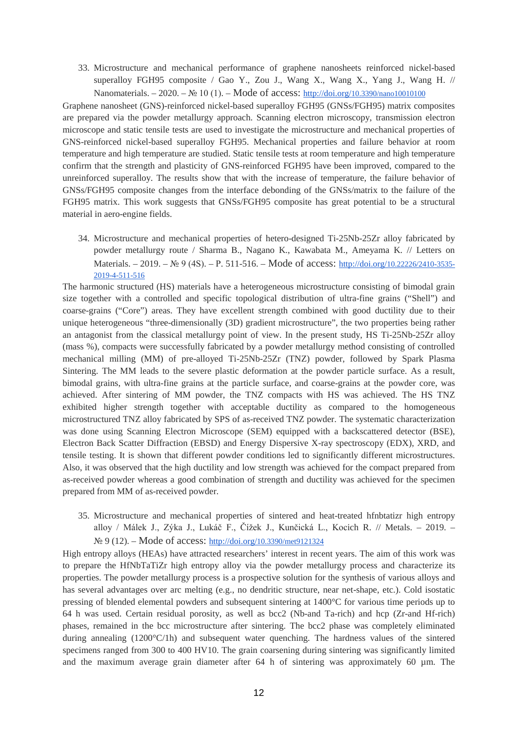33. Microstructure and mechanical performance of graphene nanosheets reinforced nickel-based superalloy FGH95 composite / Gao Y., Zou J., Wang X., Wang X., Yang J., Wang H. // Nanomaterials. – 2020. – № 10 (1). – Mode of access: http://doi.org/10.3390/nano10010100

Graphene nanosheet (GNS)-reinforced nickel-based superalloy FGH95 (GNSs/FGH95) matrix composites are prepared via the powder metallurgy approach. Scanning electron microscopy, transmission electron microscope and static tensile tests are used to investigate the microstructure and mechanical properties of GNS-reinforced nickel-based superalloy FGH95. Mechanical properties and failure behavior at room temperature and high temperature are studied. Static tensile tests at room temperature and high temperature confirm that the strength and plasticity of GNS-reinforced FGH95 have been improved, compared to the unreinforced superalloy. The results show that with the increase of temperature, the failure behavior of GNSs/FGH95 composite changes from the interface debonding of the GNSs/matrix to the failure of the FGH95 matrix. This work suggests that GNSs/FGH95 composite has great potential to be a structural material in aero-engine fields.

34. Microstructure and mechanical properties of hetero-designed Ti-25Nb-25Zr alloy fabricated by powder metallurgy route / Sharma B., Nagano K., Kawabata M., Ameyama K. // Letters on Materials. – 2019. – № 9 (4S). – P. 511-516. – Mode of access: http://doi.org/10.22226/2410-3535-2019-4-511-516

The harmonic structured (HS) materials have a heterogeneous microstructure consisting of bimodal grain size together with a controlled and specific topological distribution of ultra-fine grains ("Shell") and coarse-grains ("Core") areas. They have excellent strength combined with good ductility due to their unique heterogeneous "three-dimensionally (3D) gradient microstructure", the two properties being rather an antagonist from the classical metallurgy point of view. In the present study, HS Ti-25Nb-25Zr alloy (mass %), compacts were successfully fabricated by a powder metallurgy method consisting of controlled mechanical milling (MM) of pre-alloyed Ti-25Nb-25Zr (TNZ) powder, followed by Spark Plasma Sintering. The MM leads to the severe plastic deformation at the powder particle surface. As a result, bimodal grains, with ultra-fine grains at the particle surface, and coarse-grains at the powder core, was achieved. After sintering of MM powder, the TNZ compacts with HS was achieved. The HS TNZ exhibited higher strength together with acceptable ductility as compared to the homogeneous microstructured TNZ alloy fabricated by SPS of as-received TNZ powder. The systematic characterization was done using Scanning Electron Microscope (SEM) equipped with a backscattered detector (BSE), Electron Back Scatter Diffraction (EBSD) and Energy Dispersive X-ray spectroscopy (EDX), XRD, and tensile testing. It is shown that different powder conditions led to significantly different microstructures. Also, it was observed that the high ductility and low strength was achieved for the compact prepared from as-received powder whereas a good combination of strength and ductility was achieved for the specimen prepared from MM of as-received powder.

35. Microstructure and mechanical properties of sintered and heat-treated hfnbtatizr high entropy alloy / Málek J., Zýka J., Lukáč F., Čížek J., Kunčická L., Kocich R. // Metals. – 2019. – № 9 (12). – Mode of access: http://doi.org/10.3390/met9121324

High entropy alloys (HEAs) have attracted researchers' interest in recent years. The aim of this work was to prepare the HfNbTaTiZr high entropy alloy via the powder metallurgy process and characterize its properties. The powder metallurgy process is a prospective solution for the synthesis of various alloys and has several advantages over arc melting (e.g., no dendritic structure, near net-shape, etc.). Cold isostatic pressing of blended elemental powders and subsequent sintering at 1400°C for various time periods up to 64 h was used. Certain residual porosity, as well as bcc2 (Nb-and Ta-rich) and hcp (Zr-and Hf-rich) phases, remained in the bcc microstructure after sintering. The bcc2 phase was completely eliminated during annealing (1200°C/1h) and subsequent water quenching. The hardness values of the sintered specimens ranged from 300 to 400 HV10. The grain coarsening during sintering was significantly limited and the maximum average grain diameter after 64 h of sintering was approximately 60 µm. The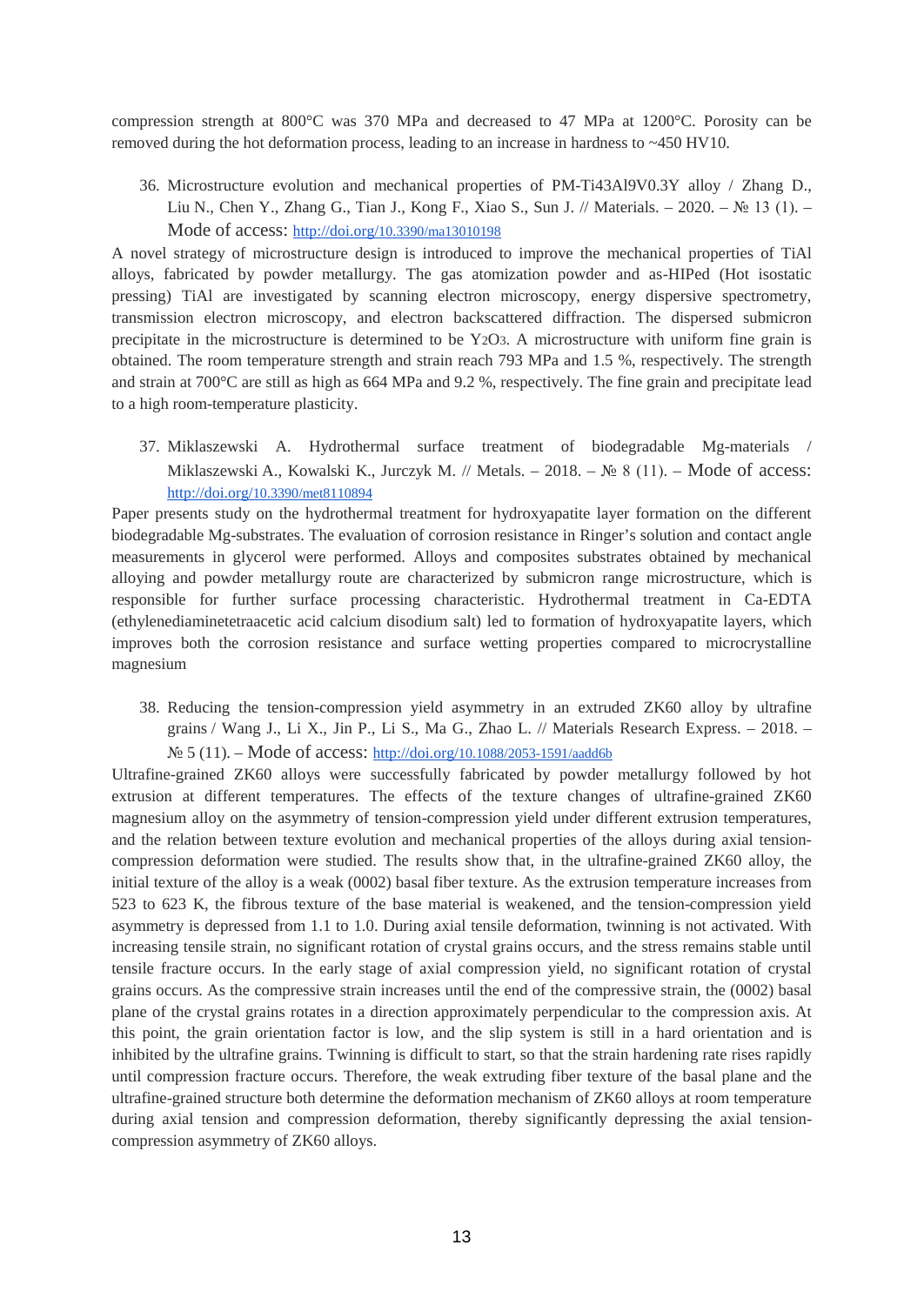compression strength at 800°C was 370 MPa and decreased to 47 MPa at 1200°C. Porosity can be removed during the hot deformation process, leading to an increase in hardness to ~450 HV10.

36. Microstructure evolution and mechanical properties of PM-Ti43Al9V0.3Y alloy / Zhang D., Liu N., Chen Y., Zhang G., Tian J., Kong F., Xiao S., Sun J. // Materials. – 2020. – № 13 (1). – Mode of access: http://doi.org/10.3390/ma13010198

A novel strategy of microstructure design is introduced to improve the mechanical properties of TiAl alloys, fabricated by powder metallurgy. The gas atomization powder and as-HIPed (Hot isostatic pressing) TiAl are investigated by scanning electron microscopy, energy dispersive spectrometry, transmission electron microscopy, and electron backscattered diffraction. The dispersed submicron precipitate in the microstructure is determined to be $Y_2O_3$. A microstructure with uniform fine grain is obtained. The room temperature strength and strain reach 793 MPa and 1.5 %, respectively. The strength and strain at 700°C are still as high as 664 MPa and 9.2 %, respectively. The fine grain and precipitate lead to a high room-temperature plasticity.

37. Miklaszewski A. Hydrothermal surface treatment of biodegradable Mg-materials / Miklaszewski A., Kowalski K., Jurczyk M. // Metals. – 2018. – № 8 (11). – Mode of access: http://doi.org/10.3390/met8110894

Paper presents study on the hydrothermal treatment for hydroxyapatite layer formation on the different biodegradable Mg-substrates. The evaluation of corrosion resistance in Ringer's solution and contact angle measurements in glycerol were performed. Alloys and composites substrates obtained by mechanical alloying and powder metallurgy route are characterized by submicron range microstructure, which is responsible for further surface processing characteristic. Hydrothermal treatment in Ca-EDTA (ethylenediaminetetraacetic acid calcium disodium salt) led to formation of hydroxyapatite layers, which improves both the corrosion resistance and surface wetting properties compared to microcrystalline magnesium

38. Reducing the tension-compression yield asymmetry in an extruded ZK60 alloy by ultrafine grains / Wang J., Li X., Jin P., Li S., Ma G., Zhao L. // Materials Research Express. – 2018. – № 5 (11). – Mode of access: http://doi.org/10.1088/2053-1591/aadd6b

Ultrafine-grained ZK60 alloys were successfully fabricated by powder metallurgy followed by hot extrusion at different temperatures. The effects of the texture changes of ultrafine-grained ZK60 magnesium alloy on the asymmetry of tension-compression yield under different extrusion temperatures, and the relation between texture evolution and mechanical properties of the alloys during axial tension-compression deformation were studied. The results show that, in the ultrafine-grained ZK60 alloy, the initial texture of the alloy is a weak (0002) basal fiber texture. As the extrusion temperature increases from 523 to 623 K, the fibrous texture of the base material is weakened, and the tension-compression yield asymmetry is depressed from 1.1 to 1.0. During axial tensile deformation, twinning is not activated. With increasing tensile strain, no significant rotation of crystal grains occurs, and the stress remains stable until tensile fracture occurs. In the early stage of axial compression yield, no significant rotation of crystal grains occurs. As the compressive strain increases until the end of the compressive strain, the (0002) basal plane of the crystal grains rotates in a direction approximately perpendicular to the compression axis. At this point, the grain orientation factor is low, and the slip system is still in a hard orientation and is inhibited by the ultrafine grains. Twinning is difficult to start, so that the strain hardening rate rises rapidly until compression fracture occurs. Therefore, the weak extruding fiber texture of the basal plane and the ultrafine-grained structure both determine the deformation mechanism of ZK60 alloys at room temperature during axial tension and compression deformation, thereby significantly depressing the axial tension-compression asymmetry of ZK60 alloys.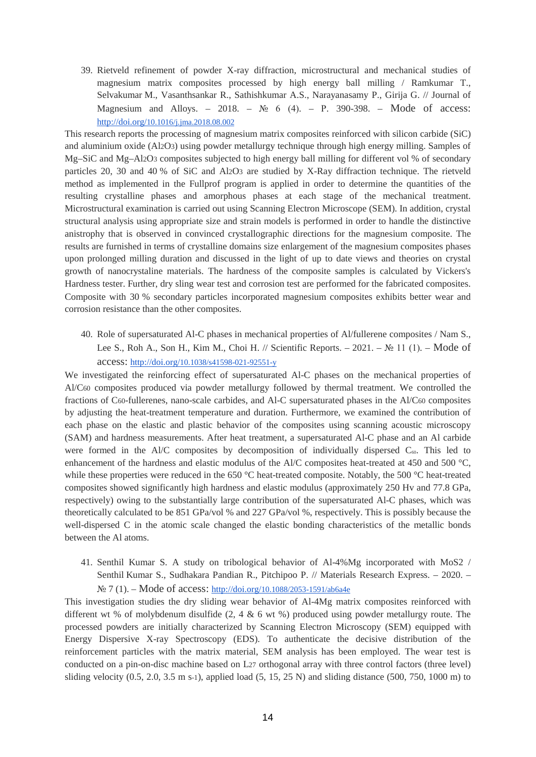39. Rietveld refinement of powder X-ray diffraction, microstructural and mechanical studies of magnesium matrix composites processed by high energy ball milling / Ramkumar T., Selvakumar M., Vasanthsankar R., Sathishkumar A.S., Narayanasamy P., Girija G. // Journal of Magnesium and Alloys. – 2018. – № 6 (4). – P. 390-398. – Mode of access: http://doi.org/10.1016/j.jma.2018.08.002

This research reports the processing of magnesium matrix composites reinforced with silicon carbide (SiC) and aluminium oxide ($Al_2O_3$) using powder metallurgy technique through high energy milling. Samples of Mg–SiC and Mg–$Al_2O_3$ composites subjected to high energy ball milling for different vol % of secondary particles 20, 30 and 40 % of SiC and $Al_2O_3$ are studied by X-Ray diffraction technique. The rietveld method as implemented in the Fullprof program is applied in order to determine the quantities of the resulting crystalline phases and amorphous phases at each stage of the mechanical treatment. Microstructural examination is carried out using Scanning Electron Microscope (SEM). In addition, crystal structural analysis using appropriate size and strain models is performed in order to handle the distinctive anistrophy that is observed in convinced crystallographic directions for the magnesium composite. The results are furnished in terms of crystalline domains size enlargement of the magnesium composites phases upon prolonged milling duration and discussed in the light of up to date views and theories on crystal growth of nanocrystaline materials. The hardness of the composite samples is calculated by Vickers's Hardness tester. Further, dry sling wear test and corrosion test are performed for the fabricated composites. Composite with 30 % secondary particles incorporated magnesium composites exhibits better wear and corrosion resistance than the other composites.

40. Role of supersaturated Al-C phases in mechanical properties of Al/fullerene composites / Nam S., Lee S., Roh A., Son H., Kim M., Choi H. // Scientific Reports. – 2021. – № 11 (1). – Mode of access: http://doi.org/10.1038/s41598-021-92551-y

We investigated the reinforcing effect of supersaturated Al-C phases on the mechanical properties of Al/$C_{60}$ composites produced via powder metallurgy followed by thermal treatment. We controlled the fractions of $C_{60}$-fullerenes, nano-scale carbides, and Al-C supersaturated phases in the Al/$C_{60}$ composites by adjusting the heat-treatment temperature and duration. Furthermore, we examined the contribution of each phase on the elastic and plastic behavior of the composites using scanning acoustic microscopy (SAM) and hardness measurements. After heat treatment, a supersaturated Al-C phase and an Al carbide were formed in the Al/C composites by decomposition of individually dispersed $C_{60}$. This led to enhancement of the hardness and elastic modulus of the Al/C composites heat-treated at 450 and 500 °C, while these properties were reduced in the 650 °C heat-treated composite. Notably, the 500 °C heat-treated composites showed significantly high hardness and elastic modulus (approximately 250 Hv and 77.8 GPa, respectively) owing to the substantially large contribution of the supersaturated Al-C phases, which was theoretically calculated to be 851 GPa/vol % and 227 GPa/vol %, respectively. This is possibly because the well-dispersed C in the atomic scale changed the elastic bonding characteristics of the metallic bonds between the Al atoms.

41. Senthil Kumar S. A study on tribological behavior of Al-4%Mg incorporated with $MoS_2$ / Senthil Kumar S., Sudhakara Pandian R., Pitchipoo P. // Materials Research Express. – 2020. – № 7 (1). – Mode of access: http://doi.org/10.1088/2053-1591/ab6a4e

This investigation studies the dry sliding wear behavior of Al-4Mg matrix composites reinforced with different wt % of molybdenum disulfide (2, 4 & 6 wt %) produced using powder metallurgy route. The processed powders are initially characterized by Scanning Electron Microscopy (SEM) equipped with Energy Dispersive X-ray Spectroscopy (EDS). To authenticate the decisive distribution of the reinforcement particles with the matrix material, SEM analysis has been employed. The wear test is conducted on a pin-on-disc machine based on $L_{27}$ orthogonal array with three control factors (three level) sliding velocity (0.5, 2.0, 3.5 m $s^{-1}$), applied load (5, 15, 25 N) and sliding distance (500, 750, 1000 m) to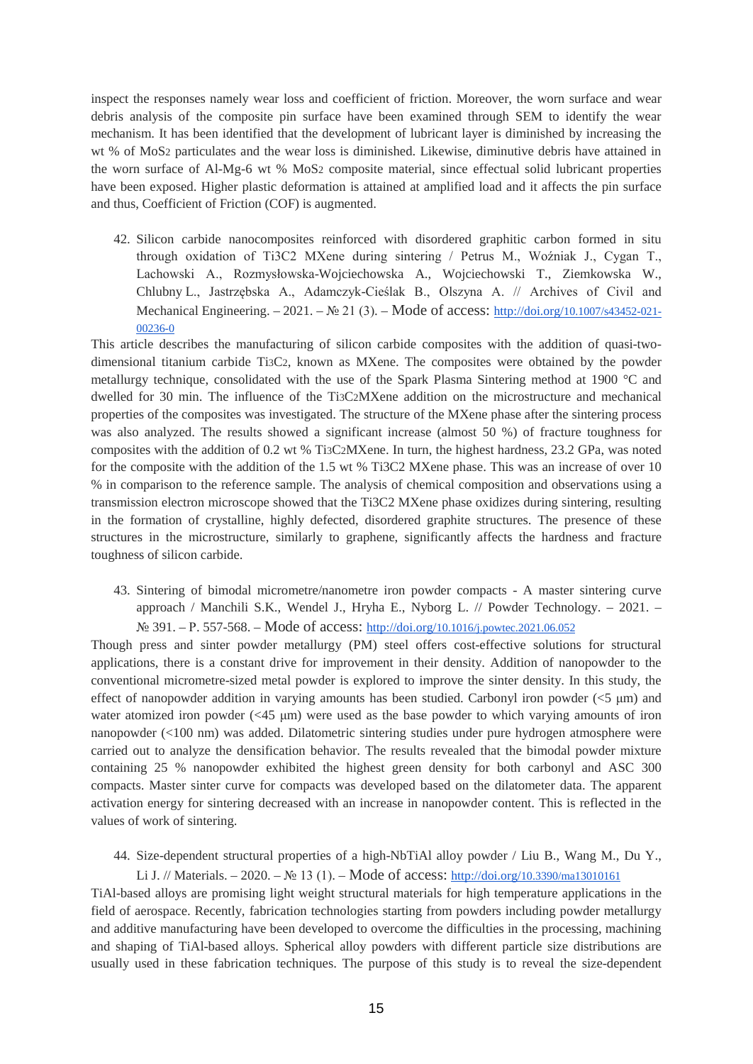inspect the responses namely wear loss and coefficient of friction. Moreover, the worn surface and wear debris analysis of the composite pin surface have been examined through SEM to identify the wear mechanism. It has been identified that the development of lubricant layer is diminished by increasing the wt % of $MoS_2$ particulates and the wear loss is diminished. Likewise, diminutive debris have attained in the worn surface of Al-Mg-6 wt % $MoS_2$ composite material, since effectual solid lubricant properties have been exposed. Higher plastic deformation is attained at amplified load and it affects the pin surface and thus, Coefficient of Friction (COF) is augmented.

42. Silicon carbide nanocomposites reinforced with disordered graphitic carbon formed in situ through oxidation of $Ti_3C_2$ MXene during sintering / Petrus M., Woźniak J., Cygan T., Lachowski A., Rozmysłowska-Wojciechowska A., Wojciechowski T., Ziemkowska W., Chlubny L., Jastrzębska A., Adamczyk-Cieślak B., Olszyna A. // Archives of Civil and Mechanical Engineering. – 2021. – № 21 (3). – Mode of access: http://doi.org/10.1007/s43452-021-00236-0

This article describes the manufacturing of silicon carbide composites with the addition of quasi-two-dimensional titanium carbide $Ti_3C_2$, known as MXene. The composites were obtained by the powder metallurgy technique, consolidated with the use of the Spark Plasma Sintering method at 1900 °C and dwelled for 30 min. The influence of the $Ti_3C_2$MXene addition on the microstructure and mechanical properties of the composites was investigated. The structure of the MXene phase after the sintering process was also analyzed. The results showed a significant increase (almost 50 %) of fracture toughness for composites with the addition of 0.2 wt % $Ti_3C_2$MXene. In turn, the highest hardness, 23.2 GPa, was noted for the composite with the addition of the 1.5 wt % $Ti_3C_2$ MXene phase. This was an increase of over 10 % in comparison to the reference sample. The analysis of chemical composition and observations using a transmission electron microscope showed that the $Ti_3C_2$ MXene phase oxidizes during sintering, resulting in the formation of crystalline, highly defected, disordered graphite structures. The presence of these structures in the microstructure, similarly to graphene, significantly affects the hardness and fracture toughness of silicon carbide.

43. Sintering of bimodal micrometre/nanometre iron powder compacts - A master sintering curve approach / Manchili S.K., Wendel J., Hryha E., Nyborg L. // Powder Technology. – 2021. – № 391. – P. 557-568. – Mode of access: http://doi.org/10.1016/j.powtec.2021.06.052

Though press and sinter powder metallurgy (PM) steel offers cost-effective solutions for structural applications, there is a constant drive for improvement in their density. Addition of nanopowder to the conventional micrometre-sized metal powder is explored to improve the sinter density. In this study, the effect of nanopowder addition in varying amounts has been studied. Carbonyl iron powder (<5 μm) and water atomized iron powder (<45 μm) were used as the base powder to which varying amounts of iron nanopowder (<100 nm) was added. Dilatometric sintering studies under pure hydrogen atmosphere were carried out to analyze the densification behavior. The results revealed that the bimodal powder mixture containing 25 % nanopowder exhibited the highest green density for both carbonyl and ASC 300 compacts. Master sinter curve for compacts was developed based on the dilatometer data. The apparent activation energy for sintering decreased with an increase in nanopowder content. This is reflected in the values of work of sintering.

44. Size-dependent structural properties of a high-NbTiAl alloy powder / Liu B., Wang M., Du Y., Li J. // Materials. – 2020. – № 13 (1). – Mode of access: http://doi.org/10.3390/ma13010161

TiAl-based alloys are promising light weight structural materials for high temperature applications in the field of aerospace. Recently, fabrication technologies starting from powders including powder metallurgy and additive manufacturing have been developed to overcome the difficulties in the processing, machining and shaping of TiAl-based alloys. Spherical alloy powders with different particle size distributions are usually used in these fabrication techniques. The purpose of this study is to reveal the size-dependent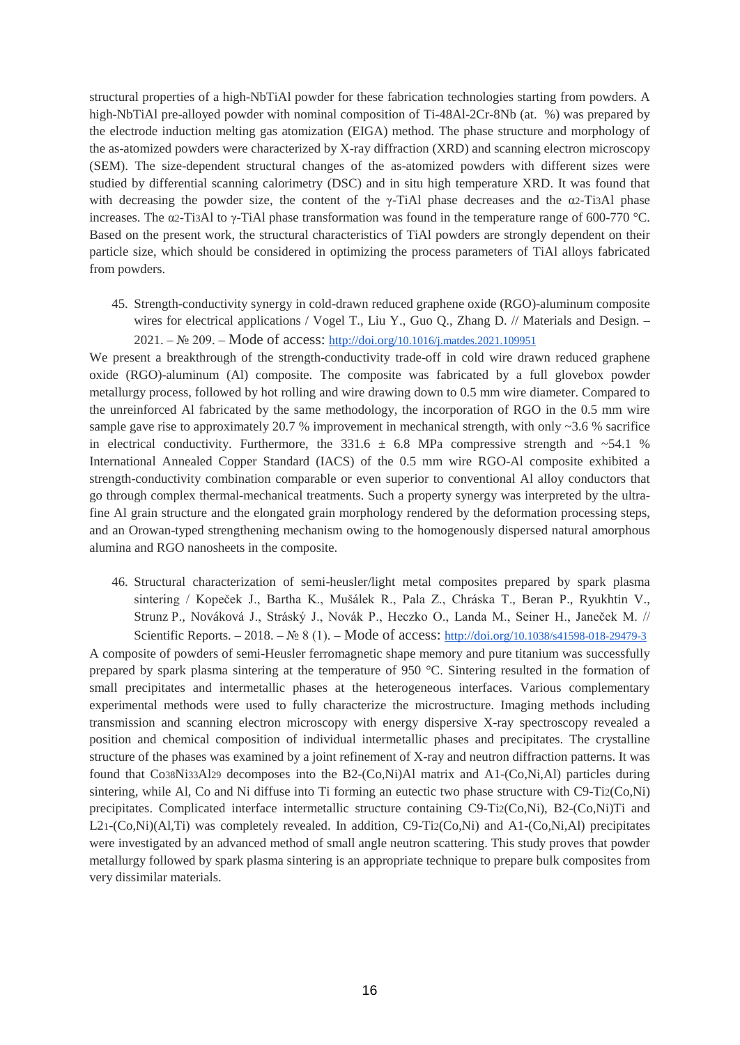structural properties of a high-NbTiAl powder for these fabrication technologies starting from powders. A high-NbTiAl pre-alloyed powder with nominal composition of Ti-48Al-2Cr-8Nb (at. %) was prepared by the electrode induction melting gas atomization (EIGA) method. The phase structure and morphology of the as-atomized powders were characterized by X-ray diffraction (XRD) and scanning electron microscopy (SEM). The size-dependent structural changes of the as-atomized powders with different sizes were studied by differential scanning calorimetry (DSC) and in situ high temperature XRD. It was found that with decreasing the powder size, the content of the γ-TiAl phase decreases and the $\alpha_2$-$Ti_3Al$ phase increases. The $\alpha_2$-$Ti_3Al$ to γ-TiAl phase transformation was found in the temperature range of 600-770 °C. Based on the present work, the structural characteristics of TiAl powders are strongly dependent on their particle size, which should be considered in optimizing the process parameters of TiAl alloys fabricated from powders.

45. Strength-conductivity synergy in cold-drawn reduced graphene oxide (RGO)-aluminum composite wires for electrical applications / Vogel T., Liu Y., Guo Q., Zhang D. // Materials and Design. – 2021. – № 209. – Mode of access: http://doi.org/10.1016/j.matdes.2021.109951

We present a breakthrough of the strength-conductivity trade-off in cold wire drawn reduced graphene oxide (RGO)-aluminum (Al) composite. The composite was fabricated by a full glovebox powder metallurgy process, followed by hot rolling and wire drawing down to 0.5 mm wire diameter. Compared to the unreinforced Al fabricated by the same methodology, the incorporation of RGO in the 0.5 mm wire sample gave rise to approximately 20.7 % improvement in mechanical strength, with only ~3.6 % sacrifice in electrical conductivity. Furthermore, the 331.6 ± 6.8 MPa compressive strength and ~54.1 % International Annealed Copper Standard (IACS) of the 0.5 mm wire RGO-Al composite exhibited a strength-conductivity combination comparable or even superior to conventional Al alloy conductors that go through complex thermal-mechanical treatments. Such a property synergy was interpreted by the ultra-fine Al grain structure and the elongated grain morphology rendered by the deformation processing steps, and an Orowan-typed strengthening mechanism owing to the homogenously dispersed natural amorphous alumina and RGO nanosheets in the composite.

46. Structural characterization of semi-heusler/light metal composites prepared by spark plasma sintering / Kopeček J., Bartha K., Mušálek R., Pala Z., Chráska T., Beran P., Ryukhtin V., Strunz P., Nováková J., Stráský J., Novák P., Heczko O., Landa M., Seiner H., Janeček M. // Scientific Reports. – 2018. – № 8 (1). – Mode of access: http://doi.org/10.1038/s41598-018-29479-3

A composite of powders of semi-Heusler ferromagnetic shape memory and pure titanium was successfully prepared by spark plasma sintering at the temperature of 950 °C. Sintering resulted in the formation of small precipitates and intermetallic phases at the heterogeneous interfaces. Various complementary experimental methods were used to fully characterize the microstructure. Imaging methods including transmission and scanning electron microscopy with energy dispersive X-ray spectroscopy revealed a position and chemical composition of individual intermetallic phases and precipitates. The crystalline structure of the phases was examined by a joint refinement of X-ray and neutron diffraction patterns. It was found that $Co_{38}Ni_{33}Al_{29}$ decomposes into the B2-(Co,Ni)Al matrix and A1-(Co,Ni,Al) particles during sintering, while Al, Co and Ni diffuse into Ti forming an eutectic two phase structure with C9-$Ti_2$(Co,Ni) precipitates. Complicated interface intermetallic structure containing C9-$Ti_2$(Co,Ni), B2-(Co,Ni)Ti and $L2_1$-(Co,Ni)(Al,Ti) was completely revealed. In addition, C9-$Ti_2$(Co,Ni) and A1-(Co,Ni,Al) precipitates were investigated by an advanced method of small angle neutron scattering. This study proves that powder metallurgy followed by spark plasma sintering is an appropriate technique to prepare bulk composites from very dissimilar materials.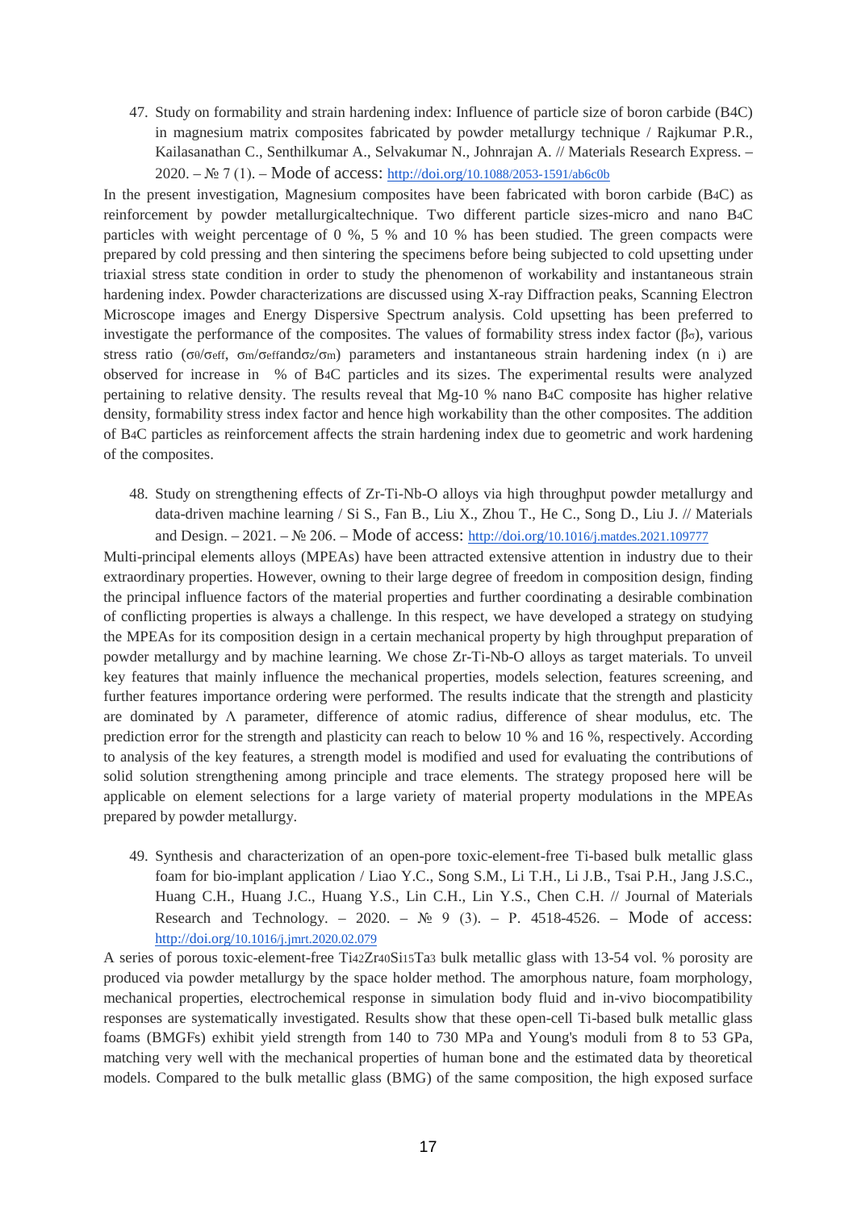47. Study on formability and strain hardening index: Influence of particle size of boron carbide ($B_4C$) in magnesium matrix composites fabricated by powder metallurgy technique / Rajkumar P.R., Kailasanathan C., Senthilkumar A., Selvakumar N., Johnrajan A. // Materials Research Express. – 2020. – № 7 (1). – Mode of access: http://doi.org/10.1088/2053-1591/ab6c0b

In the present investigation, Magnesium composites have been fabricated with boron carbide ($B_4C$) as reinforcement by powder metallurgicaltechnique. Two different particle sizes-micro and nano $B_4C$ particles with weight percentage of 0 %, 5 % and 10 % has been studied. The green compacts were prepared by cold pressing and then sintering the specimens before being subjected to cold upsetting under triaxial stress state condition in order to study the phenomenon of workability and instantaneous strain hardening index. Powder characterizations are discussed using X-ray Diffraction peaks, Scanning Electron Microscope images and Energy Dispersive Spectrum analysis. Cold upsetting has been preferred to investigate the performance of the composites. The values of formability stress index factor ($\beta_\sigma$), various stress ratio ($\sigma_\theta/\sigma_{eff}$, $\sigma_m/\sigma_{eff}$and$\sigma_z/\sigma_m$) parameters and instantaneous strain hardening index ($n_i$) are observed for increase in % of $B_4C$ particles and its sizes. The experimental results were analyzed pertaining to relative density. The results reveal that Mg-10 % nano $B_4C$ composite has higher relative density, formability stress index factor and hence high workability than the other composites. The addition of $B_4C$ particles as reinforcement affects the strain hardening index due to geometric and work hardening of the composites.

48. Study on strengthening effects of Zr-Ti-Nb-O alloys via high throughput powder metallurgy and data-driven machine learning / Si S., Fan B., Liu X., Zhou T., He C., Song D., Liu J. // Materials and Design. – 2021. – № 206. – Mode of access: http://doi.org/10.1016/j.matdes.2021.109777

Multi-principal elements alloys (MPEAs) have been attracted extensive attention in industry due to their extraordinary properties. However, owning to their large degree of freedom in composition design, finding the principal influence factors of the material properties and further coordinating a desirable combination of conflicting properties is always a challenge. In this respect, we have developed a strategy on studying the MPEAs for its composition design in a certain mechanical property by high throughput preparation of powder metallurgy and by machine learning. We chose Zr-Ti-Nb-O alloys as target materials. To unveil key features that mainly influence the mechanical properties, models selection, features screening, and further features importance ordering were performed. The results indicate that the strength and plasticity are dominated by $\Lambda$ parameter, difference of atomic radius, difference of shear modulus, etc. The prediction error for the strength and plasticity can reach to below 10 % and 16 %, respectively. According to analysis of the key features, a strength model is modified and used for evaluating the contributions of solid solution strengthening among principle and trace elements. The strategy proposed here will be applicable on element selections for a large variety of material property modulations in the MPEAs prepared by powder metallurgy.

49. Synthesis and characterization of an open-pore toxic-element-free Ti-based bulk metallic glass foam for bio-implant application / Liao Y.C., Song S.M., Li T.H., Li J.B., Tsai P.H., Jang J.S.C., Huang C.H., Huang J.C., Huang Y.S., Lin C.H., Lin Y.S., Chen C.H. // Journal of Materials Research and Technology. – 2020. – № 9 (3). – P. 4518-4526. – Mode of access: http://doi.org/10.1016/j.jmrt.2020.02.079

A series of porous toxic-element-free $Ti_{42}Zr_{40}Si_{15}Ta_3$ bulk metallic glass with 13-54 vol. % porosity are produced via powder metallurgy by the space holder method. The amorphous nature, foam morphology, mechanical properties, electrochemical response in simulation body fluid and in-vivo biocompatibility responses are systematically investigated. Results show that these open-cell Ti-based bulk metallic glass foams (BMGFs) exhibit yield strength from 140 to 730 MPa and Young's moduli from 8 to 53 GPa, matching very well with the mechanical properties of human bone and the estimated data by theoretical models. Compared to the bulk metallic glass (BMG) of the same composition, the high exposed surface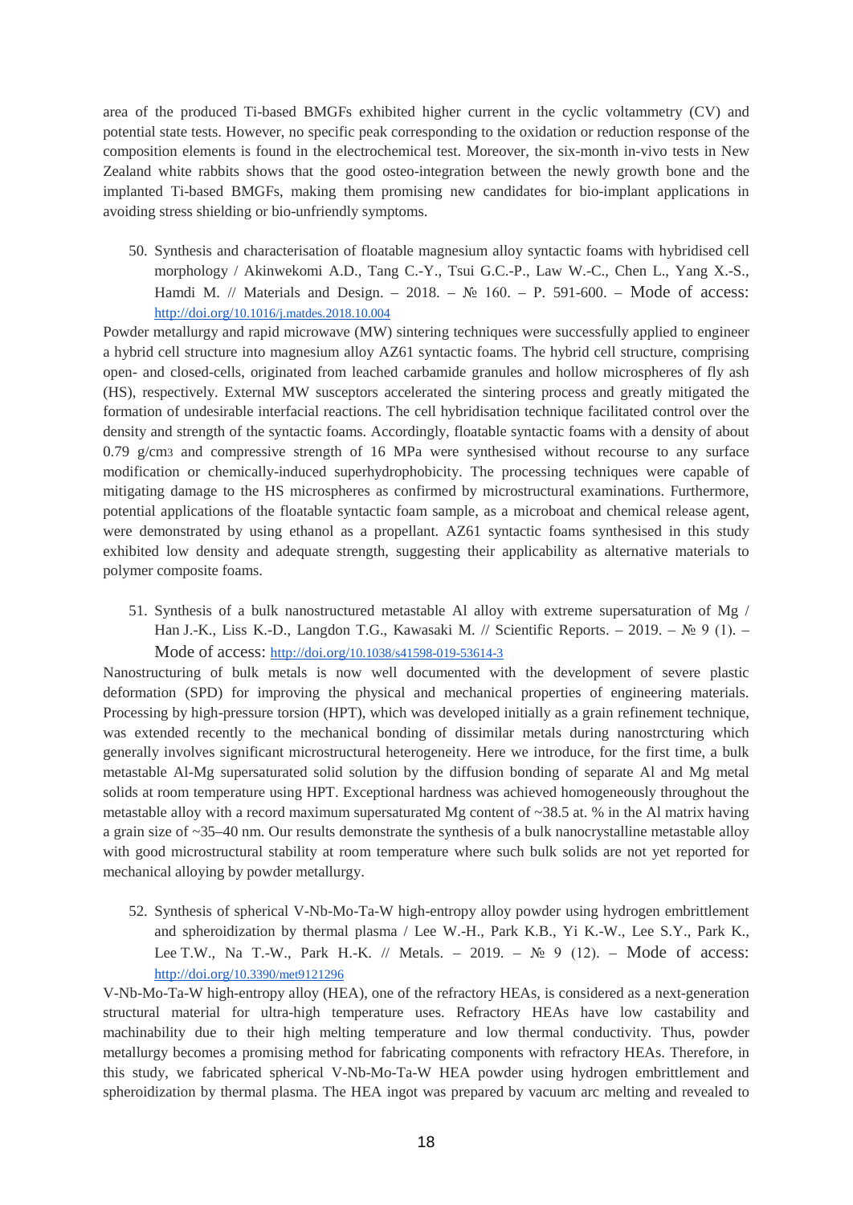area of the produced Ti-based BMGFs exhibited higher current in the cyclic voltammetry (CV) and potential state tests. However, no specific peak corresponding to the oxidation or reduction response of the composition elements is found in the electrochemical test. Moreover, the six-month in-vivo tests in New Zealand white rabbits shows that the good osteo-integration between the newly growth bone and the implanted Ti-based BMGFs, making them promising new candidates for bio-implant applications in avoiding stress shielding or bio-unfriendly symptoms.

50. Synthesis and characterisation of floatable magnesium alloy syntactic foams with hybridised cell morphology / Akinwekomi A.D., Tang C.-Y., Tsui G.C.-P., Law W.-C., Chen L., Yang X.-S., Hamdi M. // Materials and Design. – 2018. – № 160. – P. 591-600. – Mode of access: http://doi.org/10.1016/j.matdes.2018.10.004

Powder metallurgy and rapid microwave (MW) sintering techniques were successfully applied to engineer a hybrid cell structure into magnesium alloy AZ61 syntactic foams. The hybrid cell structure, comprising open- and closed-cells, originated from leached carbamide granules and hollow microspheres of fly ash (HS), respectively. External MW susceptors accelerated the sintering process and greatly mitigated the formation of undesirable interfacial reactions. The cell hybridisation technique facilitated control over the density and strength of the syntactic foams. Accordingly, floatable syntactic foams with a density of about 0.79 g/cm3 and compressive strength of 16 MPa were synthesised without recourse to any surface modification or chemically-induced superhydrophobicity. The processing techniques were capable of mitigating damage to the HS microspheres as confirmed by microstructural examinations. Furthermore, potential applications of the floatable syntactic foam sample, as a microboat and chemical release agent, were demonstrated by using ethanol as a propellant. AZ61 syntactic foams synthesised in this study exhibited low density and adequate strength, suggesting their applicability as alternative materials to polymer composite foams.

51. Synthesis of a bulk nanostructured metastable Al alloy with extreme supersaturation of Mg / Han J.-K., Liss K.-D., Langdon T.G., Kawasaki M. // Scientific Reports. – 2019. – № 9 (1). – Mode of access: http://doi.org/10.1038/s41598-019-53614-3

Nanostructuring of bulk metals is now well documented with the development of severe plastic deformation (SPD) for improving the physical and mechanical properties of engineering materials. Processing by high-pressure torsion (HPT), which was developed initially as a grain refinement technique, was extended recently to the mechanical bonding of dissimilar metals during nanostrcturing which generally involves significant microstructural heterogeneity. Here we introduce, for the first time, a bulk metastable Al-Mg supersaturated solid solution by the diffusion bonding of separate Al and Mg metal solids at room temperature using HPT. Exceptional hardness was achieved homogeneously throughout the metastable alloy with a record maximum supersaturated Mg content of ~38.5 at. % in the Al matrix having a grain size of ~35–40 nm. Our results demonstrate the synthesis of a bulk nanocrystalline metastable alloy with good microstructural stability at room temperature where such bulk solids are not yet reported for mechanical alloying by powder metallurgy.

52. Synthesis of spherical V-Nb-Mo-Ta-W high-entropy alloy powder using hydrogen embrittlement and spheroidization by thermal plasma / Lee W.-H., Park K.B., Yi K.-W., Lee S.Y., Park K., Lee T.W., Na T.-W., Park H.-K. // Metals. – 2019. – № 9 (12). – Mode of access: http://doi.org/10.3390/met9121296

V-Nb-Mo-Ta-W high-entropy alloy (HEA), one of the refractory HEAs, is considered as a next-generation structural material for ultra-high temperature uses. Refractory HEAs have low castability and machinability due to their high melting temperature and low thermal conductivity. Thus, powder metallurgy becomes a promising method for fabricating components with refractory HEAs. Therefore, in this study, we fabricated spherical V-Nb-Mo-Ta-W HEA powder using hydrogen embrittlement and spheroidization by thermal plasma. The HEA ingot was prepared by vacuum arc melting and revealed to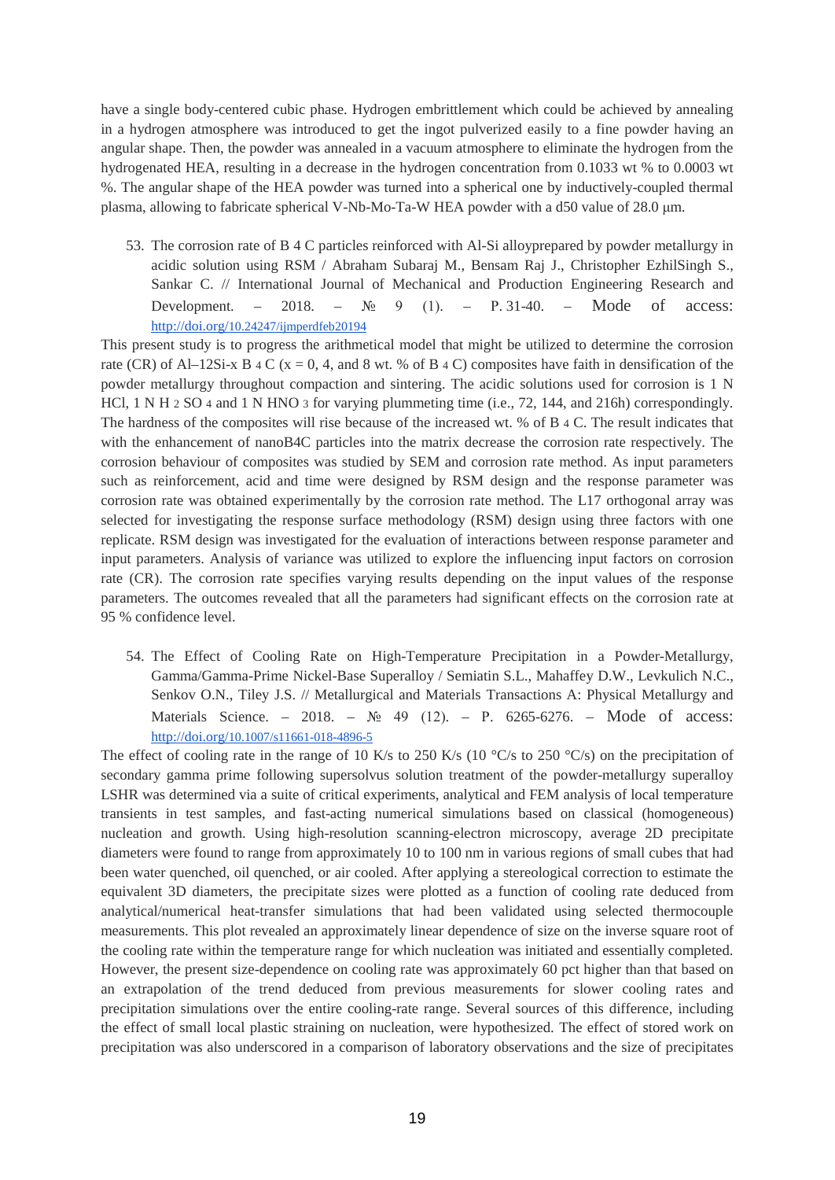have a single body-centered cubic phase. Hydrogen embrittlement which could be achieved by annealing in a hydrogen atmosphere was introduced to get the ingot pulverized easily to a fine powder having an angular shape. Then, the powder was annealed in a vacuum atmosphere to eliminate the hydrogen from the hydrogenated HEA, resulting in a decrease in the hydrogen concentration from 0.1033 wt % to 0.0003 wt %. The angular shape of the HEA powder was turned into a spherical one by inductively-coupled thermal plasma, allowing to fabricate spherical V-Nb-Mo-Ta-W HEA powder with a d50 value of 28.0 μm.

53. The corrosion rate of $B_4C$ particles reinforced with Al-Si alloyprepared by powder metallurgy in acidic solution using RSM / Abraham Subaraj M., Bensam Raj J., Christopher EzhilSingh S., Sankar C. // International Journal of Mechanical and Production Engineering Research and Development. – 2018. – № 9 (1). – P. 31-40. – Mode of access: http://doi.org/10.24247/ijmperdfeb20194

This present study is to progress the arithmetical model that might be utilized to determine the corrosion rate (CR) of Al–12Si-x $B_4C$ (x = 0, 4, and 8 wt. % of $B_4C$) composites have faith in densification of the powder metallurgy throughout compaction and sintering. The acidic solutions used for corrosion is 1 N HCl, 1 N $H_2SO_4$ and 1 N $HNO_3$ for varying plummeting time (i.e., 72, 144, and 216h) correspondingly. The hardness of the composites will rise because of the increased wt. % of $B_4C$. The result indicates that with the enhancement of nano$B_4C$ particles into the matrix decrease the corrosion rate respectively. The corrosion behaviour of composites was studied by SEM and corrosion rate method. As input parameters such as reinforcement, acid and time were designed by RSM design and the response parameter was corrosion rate was obtained experimentally by the corrosion rate method. The L17 orthogonal array was selected for investigating the response surface methodology (RSM) design using three factors with one replicate. RSM design was investigated for the evaluation of interactions between response parameter and input parameters. Analysis of variance was utilized to explore the influencing input factors on corrosion rate (CR). The corrosion rate specifies varying results depending on the input values of the response parameters. The outcomes revealed that all the parameters had significant effects on the corrosion rate at 95 % confidence level.

54. The Effect of Cooling Rate on High-Temperature Precipitation in a Powder-Metallurgy, Gamma/Gamma-Prime Nickel-Base Superalloy / Semiatin S.L., Mahaffey D.W., Levkulich N.C., Senkov O.N., Tiley J.S. // Metallurgical and Materials Transactions A: Physical Metallurgy and Materials Science. – 2018. – № 49 (12). – P. 6265-6276. – Mode of access: http://doi.org/10.1007/s11661-018-4896-5

The effect of cooling rate in the range of 10 K/s to 250 K/s (10 °C/s to 250 °C/s) on the precipitation of secondary gamma prime following supersolvus solution treatment of the powder-metallurgy superalloy LSHR was determined via a suite of critical experiments, analytical and FEM analysis of local temperature transients in test samples, and fast-acting numerical simulations based on classical (homogeneous) nucleation and growth. Using high-resolution scanning-electron microscopy, average 2D precipitate diameters were found to range from approximately 10 to 100 nm in various regions of small cubes that had been water quenched, oil quenched, or air cooled. After applying a stereological correction to estimate the equivalent 3D diameters, the precipitate sizes were plotted as a function of cooling rate deduced from analytical/numerical heat-transfer simulations that had been validated using selected thermocouple measurements. This plot revealed an approximately linear dependence of size on the inverse square root of the cooling rate within the temperature range for which nucleation was initiated and essentially completed. However, the present size-dependence on cooling rate was approximately 60 pct higher than that based on an extrapolation of the trend deduced from previous measurements for slower cooling rates and precipitation simulations over the entire cooling-rate range. Several sources of this difference, including the effect of small local plastic straining on nucleation, were hypothesized. The effect of stored work on precipitation was also underscored in a comparison of laboratory observations and the size of precipitates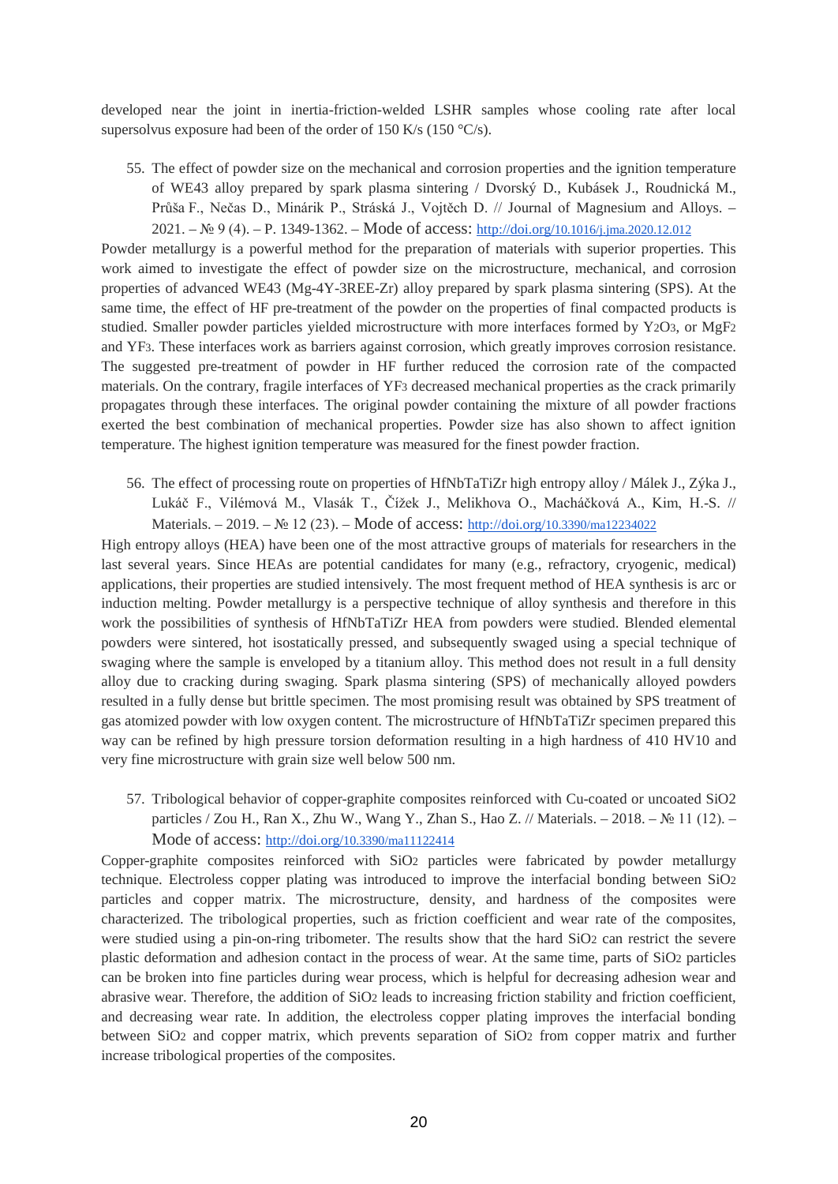developed near the joint in inertia-friction-welded LSHR samples whose cooling rate after local supersolvus exposure had been of the order of 150 K/s (150 °C/s).

55. The effect of powder size on the mechanical and corrosion properties and the ignition temperature of WE43 alloy prepared by spark plasma sintering / Dvorský D., Kubásek J., Roudnická M., Průša F., Nečas D., Minárik P., Stráská J., Vojtěch D. // Journal of Magnesium and Alloys. – 2021. – № 9 (4). – P. 1349-1362. – Mode of access: http://doi.org/10.1016/j.jma.2020.12.012

Powder metallurgy is a powerful method for the preparation of materials with superior properties. This work aimed to investigate the effect of powder size on the microstructure, mechanical, and corrosion properties of advanced WE43 (Mg-4Y-3REE-Zr) alloy prepared by spark plasma sintering (SPS). At the same time, the effect of HF pre-treatment of the powder on the properties of final compacted products is studied. Smaller powder particles yielded microstructure with more interfaces formed by $Y_2O_3$, or $MgF_2$ and $YF_3$. These interfaces work as barriers against corrosion, which greatly improves corrosion resistance. The suggested pre-treatment of powder in HF further reduced the corrosion rate of the compacted materials. On the contrary, fragile interfaces of $YF_3$ decreased mechanical properties as the crack primarily propagates through these interfaces. The original powder containing the mixture of all powder fractions exerted the best combination of mechanical properties. Powder size has also shown to affect ignition temperature. The highest ignition temperature was measured for the finest powder fraction.

56. The effect of processing route on properties of HfNbTaTiZr high entropy alloy / Málek J., Zýka J., Lukáč F., Vilémová M., Vlasák T., Čížek J., Melikhova O., Macháčková A., Kim, H.-S. // Materials. – 2019. – № 12 (23). – Mode of access: http://doi.org/10.3390/ma12234022

High entropy alloys (HEA) have been one of the most attractive groups of materials for researchers in the last several years. Since HEAs are potential candidates for many (e.g., refractory, cryogenic, medical) applications, their properties are studied intensively. The most frequent method of HEA synthesis is arc or induction melting. Powder metallurgy is a perspective technique of alloy synthesis and therefore in this work the possibilities of synthesis of HfNbTaTiZr HEA from powders were studied. Blended elemental powders were sintered, hot isostatically pressed, and subsequently swaged using a special technique of swaging where the sample is enveloped by a titanium alloy. This method does not result in a full density alloy due to cracking during swaging. Spark plasma sintering (SPS) of mechanically alloyed powders resulted in a fully dense but brittle specimen. The most promising result was obtained by SPS treatment of gas atomized powder with low oxygen content. The microstructure of HfNbTaTiZr specimen prepared this way can be refined by high pressure torsion deformation resulting in a high hardness of 410 HV10 and very fine microstructure with grain size well below 500 nm.

57. Tribological behavior of copper-graphite composites reinforced with Cu-coated or uncoated SiO2 particles / Zou H., Ran X., Zhu W., Wang Y., Zhan S., Hao Z. // Materials. – 2018. – № 11 (12). – Mode of access: http://doi.org/10.3390/ma11122414

Copper-graphite composites reinforced with $SiO_2$ particles were fabricated by powder metallurgy technique. Electroless copper plating was introduced to improve the interfacial bonding between $SiO_2$ particles and copper matrix. The microstructure, density, and hardness of the composites were characterized. The tribological properties, such as friction coefficient and wear rate of the composites, were studied using a pin-on-ring tribometer. The results show that the hard $SiO_2$ can restrict the severe plastic deformation and adhesion contact in the process of wear. At the same time, parts of $SiO_2$ particles can be broken into fine particles during wear process, which is helpful for decreasing adhesion wear and abrasive wear. Therefore, the addition of $SiO_2$ leads to increasing friction stability and friction coefficient, and decreasing wear rate. In addition, the electroless copper plating improves the interfacial bonding between $SiO_2$ and copper matrix, which prevents separation of $SiO_2$ from copper matrix and further increase tribological properties of the composites.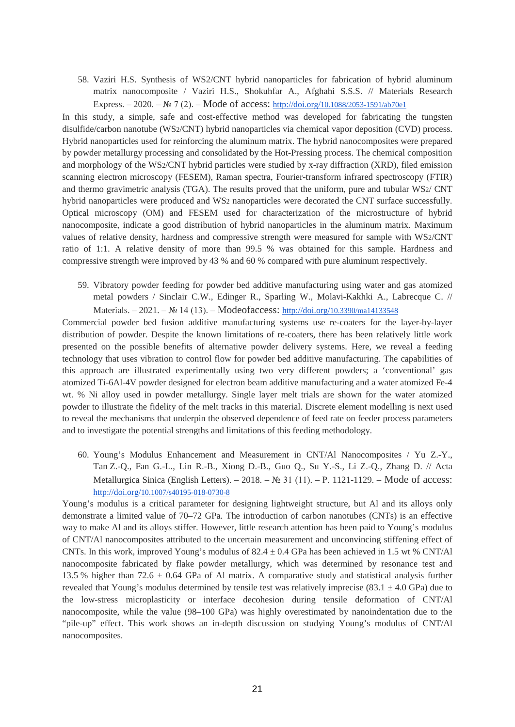58. Vaziri H.S. Synthesis of $WS_2$/CNT hybrid nanoparticles for fabrication of hybrid aluminum matrix nanocomposite / Vaziri H.S., Shokuhfar A., Afghahi S.S.S. // Materials Research Express. – 2020. – № 7 (2). – Mode of access: http://doi.org/10.1088/2053-1591/ab70e1

In this study, a simple, safe and cost-effective method was developed for fabricating the tungsten disulfide/carbon nanotube ($WS_2$/CNT) hybrid nanoparticles via chemical vapor deposition (CVD) process. Hybrid nanoparticles used for reinforcing the aluminum matrix. The hybrid nanocomposites were prepared by powder metallurgy processing and consolidated by the Hot-Pressing process. The chemical composition and morphology of the $WS_2$/CNT hybrid particles were studied by x-ray diffraction (XRD), filed emission scanning electron microscopy (FESEM), Raman spectra, Fourier-transform infrared spectroscopy (FTIR) and thermo gravimetric analysis (TGA). The results proved that the uniform, pure and tubular $WS_2$/ CNT hybrid nanoparticles were produced and $WS_2$ nanoparticles were decorated the CNT surface successfully. Optical microscopy (OM) and FESEM used for characterization of the microstructure of hybrid nanocomposite, indicate a good distribution of hybrid nanoparticles in the aluminum matrix. Maximum values of relative density, hardness and compressive strength were measured for sample with $WS_2$/CNT ratio of 1:1. A relative density of more than 99.5 % was obtained for this sample. Hardness and compressive strength were improved by 43 % and 60 % compared with pure aluminum respectively.

59. Vibratory powder feeding for powder bed additive manufacturing using water and gas atomized metal powders / Sinclair C.W., Edinger R., Sparling W., Molavi-Kakhki A., Labrecque C. // Materials. – 2021. – № 14 (13). – Modeofaccess: http://doi.org/10.3390/ma14133548

Commercial powder bed fusion additive manufacturing systems use re-coaters for the layer-by-layer distribution of powder. Despite the known limitations of re-coaters, there has been relatively little work presented on the possible benefits of alternative powder delivery systems. Here, we reveal a feeding technology that uses vibration to control flow for powder bed additive manufacturing. The capabilities of this approach are illustrated experimentally using two very different powders; a 'conventional' gas atomized Ti-6Al-4V powder designed for electron beam additive manufacturing and a water atomized Fe-4 wt. % Ni alloy used in powder metallurgy. Single layer melt trials are shown for the water atomized powder to illustrate the fidelity of the melt tracks in this material. Discrete element modelling is next used to reveal the mechanisms that underpin the observed dependence of feed rate on feeder process parameters and to investigate the potential strengths and limitations of this feeding methodology.

60. Young's Modulus Enhancement and Measurement in CNT/Al Nanocomposites / Yu Z.-Y., Tan Z.-Q., Fan G.-L., Lin R.-B., Xiong D.-B., Guo Q., Su Y.-S., Li Z.-Q., Zhang D. // Acta Metallurgica Sinica (English Letters). – 2018. – № 31 (11). – P. 1121-1129. – Mode of access: http://doi.org/10.1007/s40195-018-0730-8

Young's modulus is a critical parameter for designing lightweight structure, but Al and its alloys only demonstrate a limited value of 70–72 GPa. The introduction of carbon nanotubes (CNTs) is an effective way to make Al and its alloys stiffer. However, little research attention has been paid to Young's modulus of CNT/Al nanocomposites attributed to the uncertain measurement and unconvincing stiffening effect of CNTs. In this work, improved Young's modulus of $82.4 \pm 0.4$ GPa has been achieved in 1.5 wt % CNT/Al nanocomposite fabricated by flake powder metallurgy, which was determined by resonance test and 13.5 % higher than $72.6 \pm 0.64$ GPa of Al matrix. A comparative study and statistical analysis further revealed that Young's modulus determined by tensile test was relatively imprecise ($83.1 \pm 4.0$ GPa) due to the low-stress microplasticity or interface decohesion during tensile deformation of CNT/Al nanocomposite, while the value (98–100 GPa) was highly overestimated by nanoindentation due to the "pile-up" effect. This work shows an in-depth discussion on studying Young's modulus of CNT/Al nanocomposites.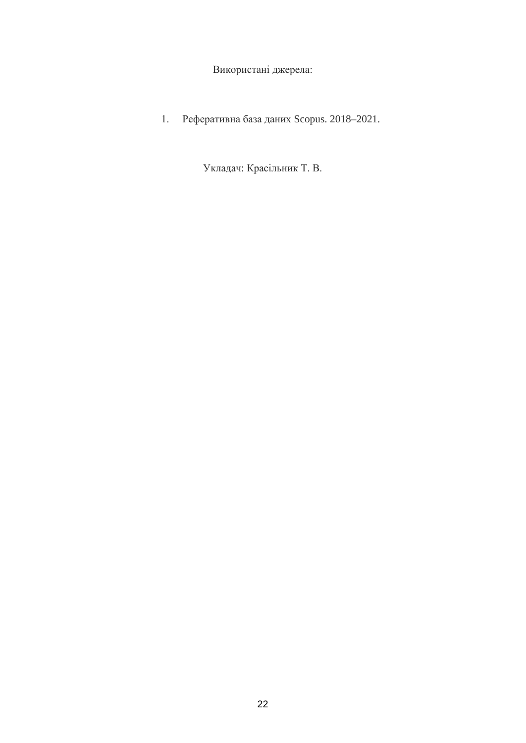Використані джерела:

1. Реферативна база даних Scopus. 2018–2021.

Укладач: Красільник Т. В.